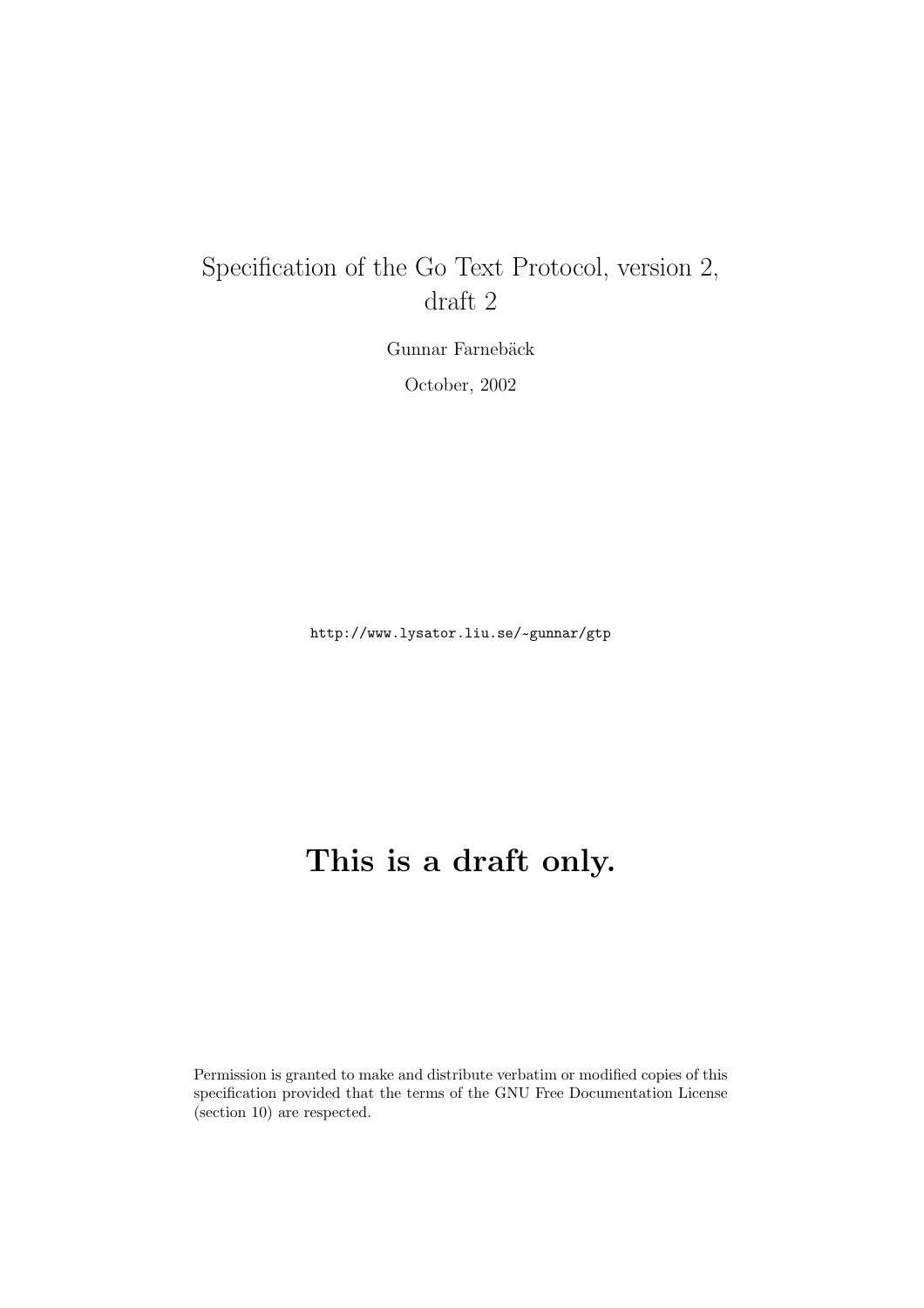# Specification of the Go Text Protocol, version 2, draft 2

Gunnar Farnebäck

October, 2002

http://www.lysator.liu.se/~gunnar/gtp

**This is a draft only.**

Permission is granted to make and distribute verbatim or modified copies of this specification provided that the terms of the GNU Free Documentation License (section 10) are respected.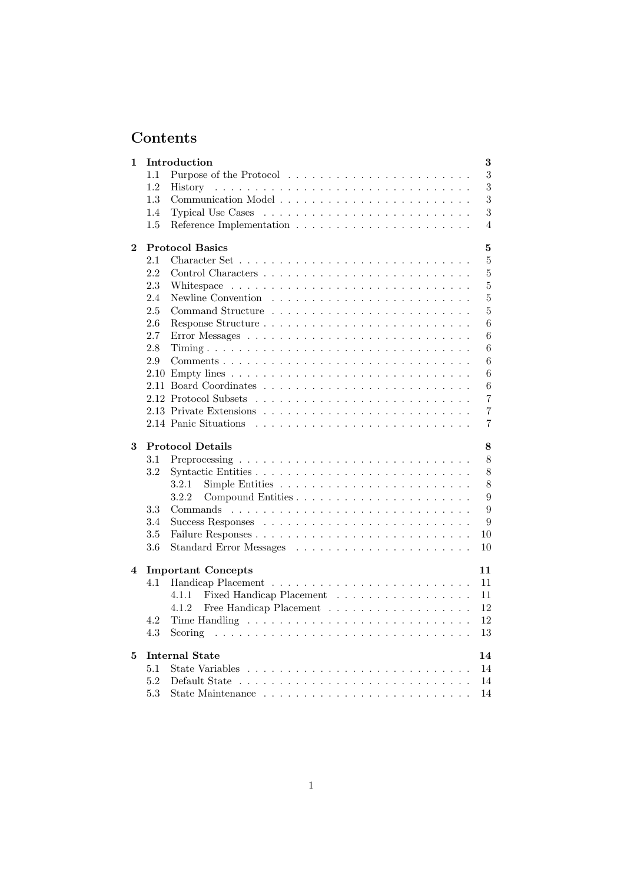# Contents

| | | |
|---|---|---|
| **1** | **Introduction** | **3** |
| 1.1 | Purpose of the Protocol | 3 |
| 1.2 | History | 3 |
| 1.3 | Communication Model | 3 |
| 1.4 | Typical Use Cases | 3 |
| 1.5 | Reference Implementation | 4 |
| **2** | **Protocol Basics** | **5** |
| 2.1 | Character Set | 5 |
| 2.2 | Control Characters | 5 |
| 2.3 | Whitespace | 5 |
| 2.4 | Newline Convention | 5 |
| 2.5 | Command Structure | 5 |
| 2.6 | Response Structure | 6 |
| 2.7 | Error Messages | 6 |
| 2.8 | Timing | 6 |
| 2.9 | Comments | 6 |
| 2.10 | Empty lines | 6 |
| 2.11 | Board Coordinates | 6 |
| 2.12 | Protocol Subsets | 7 |
| 2.13 | Private Extensions | 7 |
| 2.14 | Panic Situations | 7 |
| **3** | **Protocol Details** | **8** |
| 3.1 | Preprocessing | 8 |
| 3.2 | Syntactic Entities | 8 |
| 3.2.1 | Simple Entities | 8 |
| 3.2.2 | Compound Entities | 9 |
| 3.3 | Commands | 9 |
| 3.4 | Success Responses | 9 |
| 3.5 | Failure Responses | 10 |
| 3.6 | Standard Error Messages | 10 |
| **4** | **Important Concepts** | **11** |
| 4.1 | Handicap Placement | 11 |
| 4.1.1 | Fixed Handicap Placement | 11 |
| 4.1.2 | Free Handicap Placement | 12 |
| 4.2 | Time Handling | 12 |
| 4.3 | Scoring | 13 |
| **5** | **Internal State** | **14** |
| 5.1 | State Variables | 14 |
| 5.2 | Default State | 14 |
| 5.3 | State Maintenance | 14 |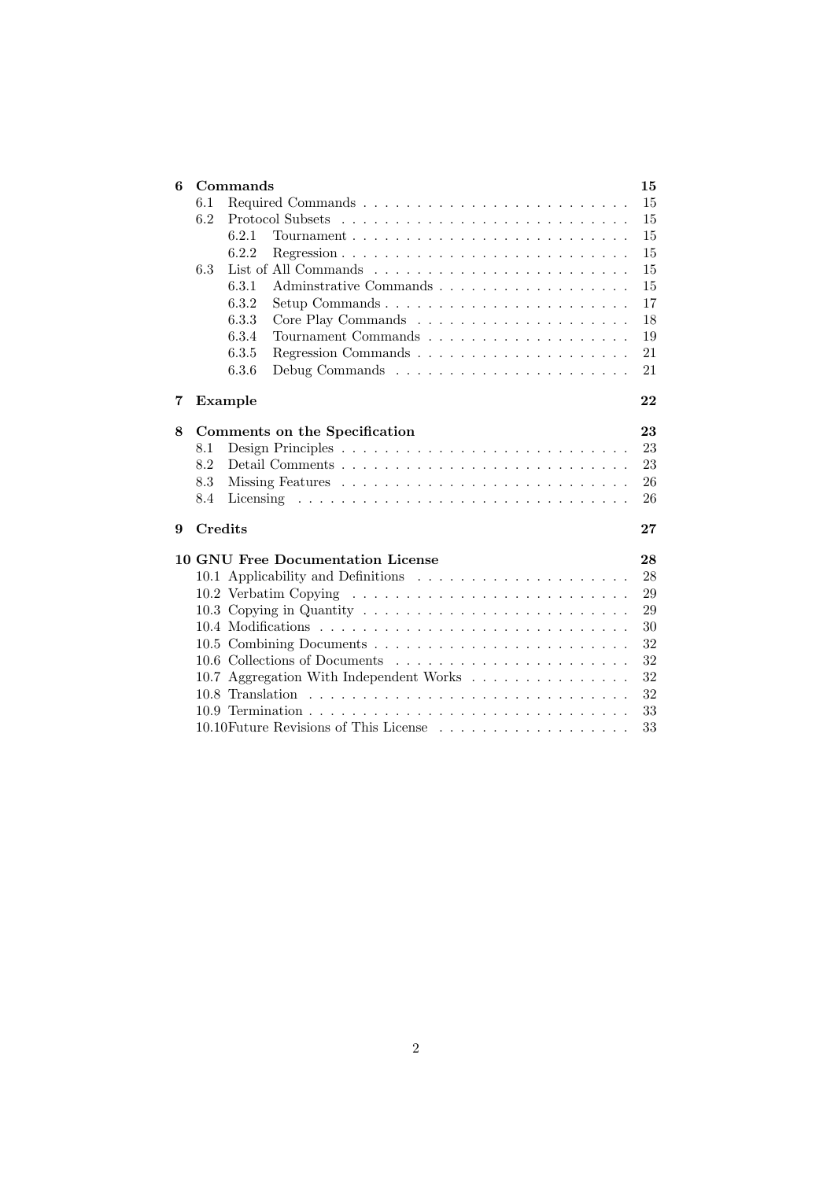6 **Commands** 15
- 6.1 Required Commands . . . . . . . . . . . . . . . . . . . . . . . . . 15
- 6.2 Protocol Subsets . . . . . . . . . . . . . . . . . . . . . . . . . . . 15
  - 6.2.1 Tournament . . . . . . . . . . . . . . . . . . . . . . . . . 15
  - 6.2.2 Regression . . . . . . . . . . . . . . . . . . . . . . . . . . 15
- 6.3 List of All Commands . . . . . . . . . . . . . . . . . . . . . . . . 15
  - 6.3.1 Adminstrative Commands . . . . . . . . . . . . . . . . . . 15
  - 6.3.2 Setup Commands . . . . . . . . . . . . . . . . . . . . . . . 17
  - 6.3.3 Core Play Commands . . . . . . . . . . . . . . . . . . . . 18
  - 6.3.4 Tournament Commands . . . . . . . . . . . . . . . . . . . 19
  - 6.3.5 Regression Commands . . . . . . . . . . . . . . . . . . . . 21
  - 6.3.6 Debug Commands . . . . . . . . . . . . . . . . . . . . . . 21

7 **Example** 22

8 **Comments on the Specification** 23
- 8.1 Design Principles . . . . . . . . . . . . . . . . . . . . . . . . . . . 23
- 8.2 Detail Comments . . . . . . . . . . . . . . . . . . . . . . . . . . . 23
- 8.3 Missing Features . . . . . . . . . . . . . . . . . . . . . . . . . . . 26
- 8.4 Licensing . . . . . . . . . . . . . . . . . . . . . . . . . . . . . . . 26

9 **Credits** 27

10 **GNU Free Documentation License** 28
- 10.1 Applicability and Definitions . . . . . . . . . . . . . . . . . . . . 28
- 10.2 Verbatim Copying . . . . . . . . . . . . . . . . . . . . . . . . . . 29
- 10.3 Copying in Quantity . . . . . . . . . . . . . . . . . . . . . . . . . 29
- 10.4 Modifications . . . . . . . . . . . . . . . . . . . . . . . . . . . . . 30
- 10.5 Combining Documents . . . . . . . . . . . . . . . . . . . . . . . . 32
- 10.6 Collections of Documents . . . . . . . . . . . . . . . . . . . . . . 32
- 10.7 Aggregation With Independent Works . . . . . . . . . . . . . . . 32
- 10.8 Translation . . . . . . . . . . . . . . . . . . . . . . . . . . . . . . 32
- 10.9 Termination . . . . . . . . . . . . . . . . . . . . . . . . . . . . . . 33
- 10.10Future Revisions of This License . . . . . . . . . . . . . . . . . . 33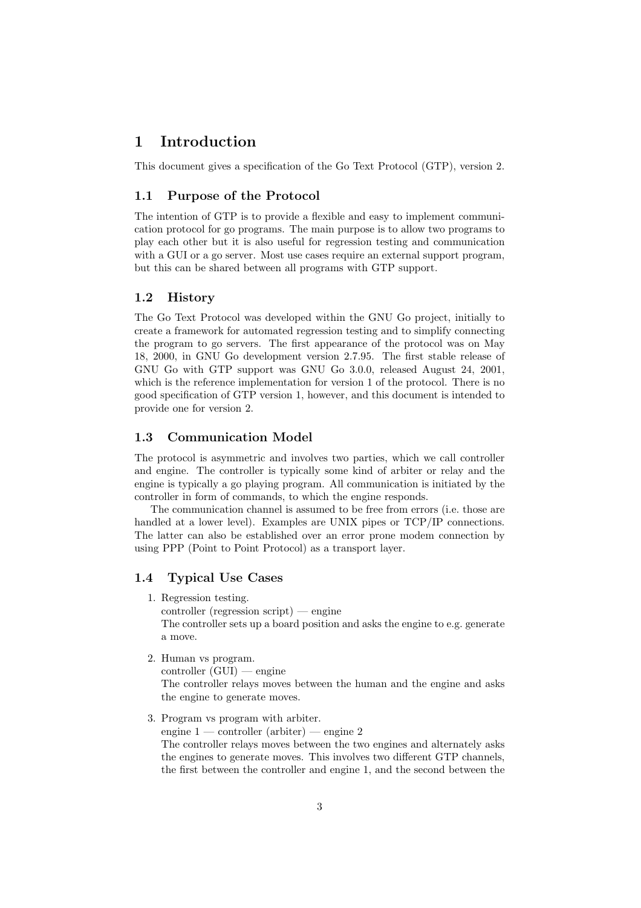# 1 Introduction

This document gives a specification of the Go Text Protocol (GTP), version 2.

## 1.1 Purpose of the Protocol

The intention of GTP is to provide a flexible and easy to implement communication protocol for go programs. The main purpose is to allow two programs to play each other but it is also useful for regression testing and communication with a GUI or a go server. Most use cases require an external support program, but this can be shared between all programs with GTP support.

## 1.2 History

The Go Text Protocol was developed within the GNU Go project, initially to create a framework for automated regression testing and to simplify connecting the program to go servers. The first appearance of the protocol was on May 18, 2000, in GNU Go development version 2.7.95. The first stable release of GNU Go with GTP support was GNU Go 3.0.0, released August 24, 2001, which is the reference implementation for version 1 of the protocol. There is no good specification of GTP version 1, however, and this document is intended to provide one for version 2.

## 1.3 Communication Model

The protocol is asymmetric and involves two parties, which we call controller and engine. The controller is typically some kind of arbiter or relay and the engine is typically a go playing program. All communication is initiated by the controller in form of commands, to which the engine responds.

The communication channel is assumed to be free from errors (i.e. those are handled at a lower level). Examples are UNIX pipes or TCP/IP connections. The latter can also be established over an error prone modem connection by using PPP (Point to Point Protocol) as a transport layer.

## 1.4 Typical Use Cases

1. Regression testing.
   controller (regression script) — engine
   The controller sets up a board position and asks the engine to e.g. generate a move.

2. Human vs program.
   controller (GUI) — engine
   The controller relays moves between the human and the engine and asks the engine to generate moves.

3. Program vs program with arbiter.
   engine 1 — controller (arbiter) — engine 2
   The controller relays moves between the two engines and alternately asks the engines to generate moves. This involves two different GTP channels, the first between the controller and engine 1, and the second between the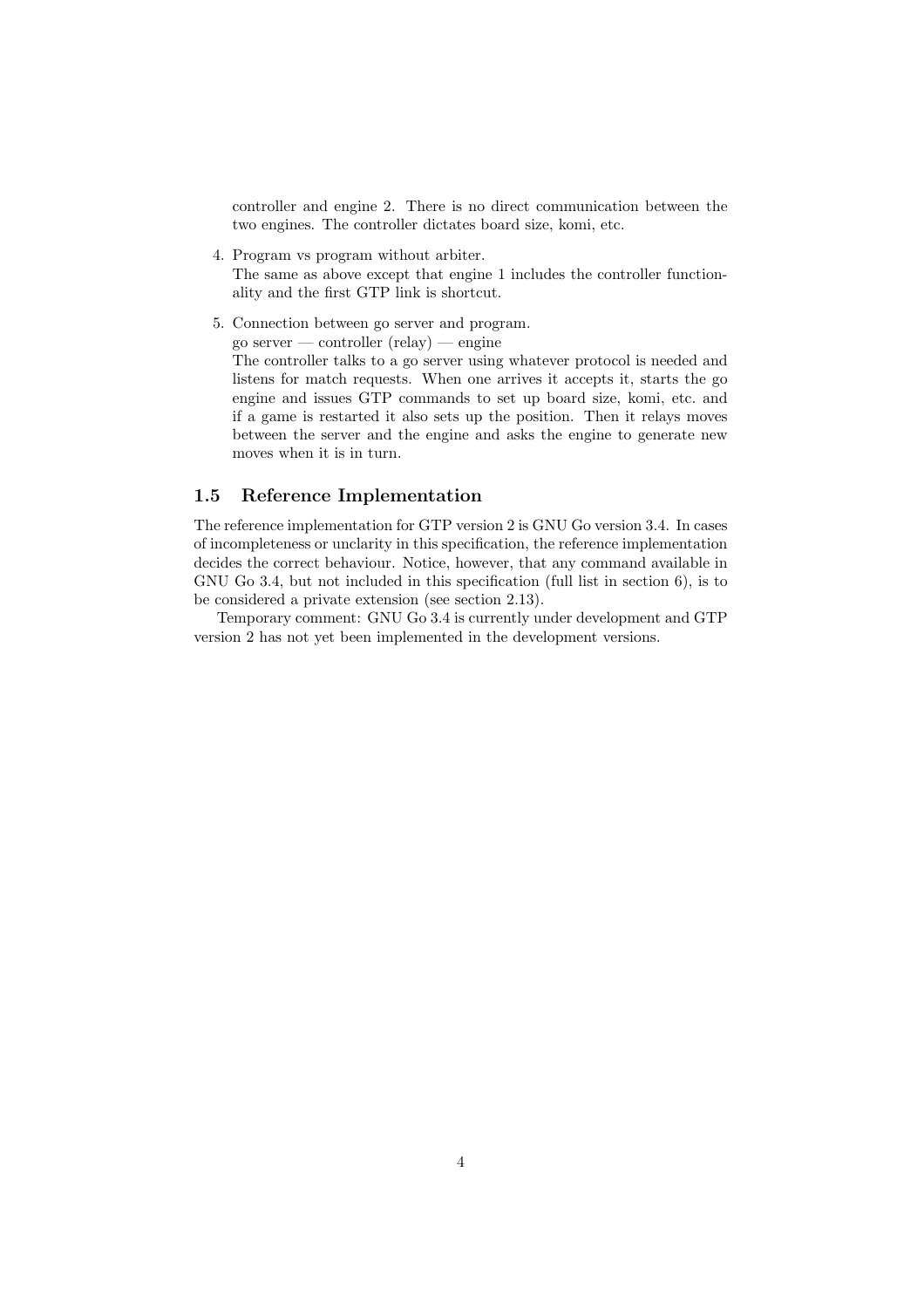controller and engine 2. There is no direct communication between the two engines. The controller dictates board size, komi, etc.

4. Program vs program without arbiter.
   The same as above except that engine 1 includes the controller functionality and the first GTP link is shortcut.

5. Connection between go server and program.
   go server — controller (relay) — engine
   The controller talks to a go server using whatever protocol is needed and listens for match requests. When one arrives it accepts it, starts the go engine and issues GTP commands to set up board size, komi, etc. and if a game is restarted it also sets up the position. Then it relays moves between the server and the engine and asks the engine to generate new moves when it is in turn.

### 1.5 Reference Implementation

The reference implementation for GTP version 2 is GNU Go version 3.4. In cases of incompleteness or unclarity in this specification, the reference implementation decides the correct behaviour. Notice, however, that any command available in GNU Go 3.4, but not included in this specification (full list in section 6), is to be considered a private extension (see section 2.13).

Temporary comment: GNU Go 3.4 is currently under development and GTP version 2 has not yet been implemented in the development versions.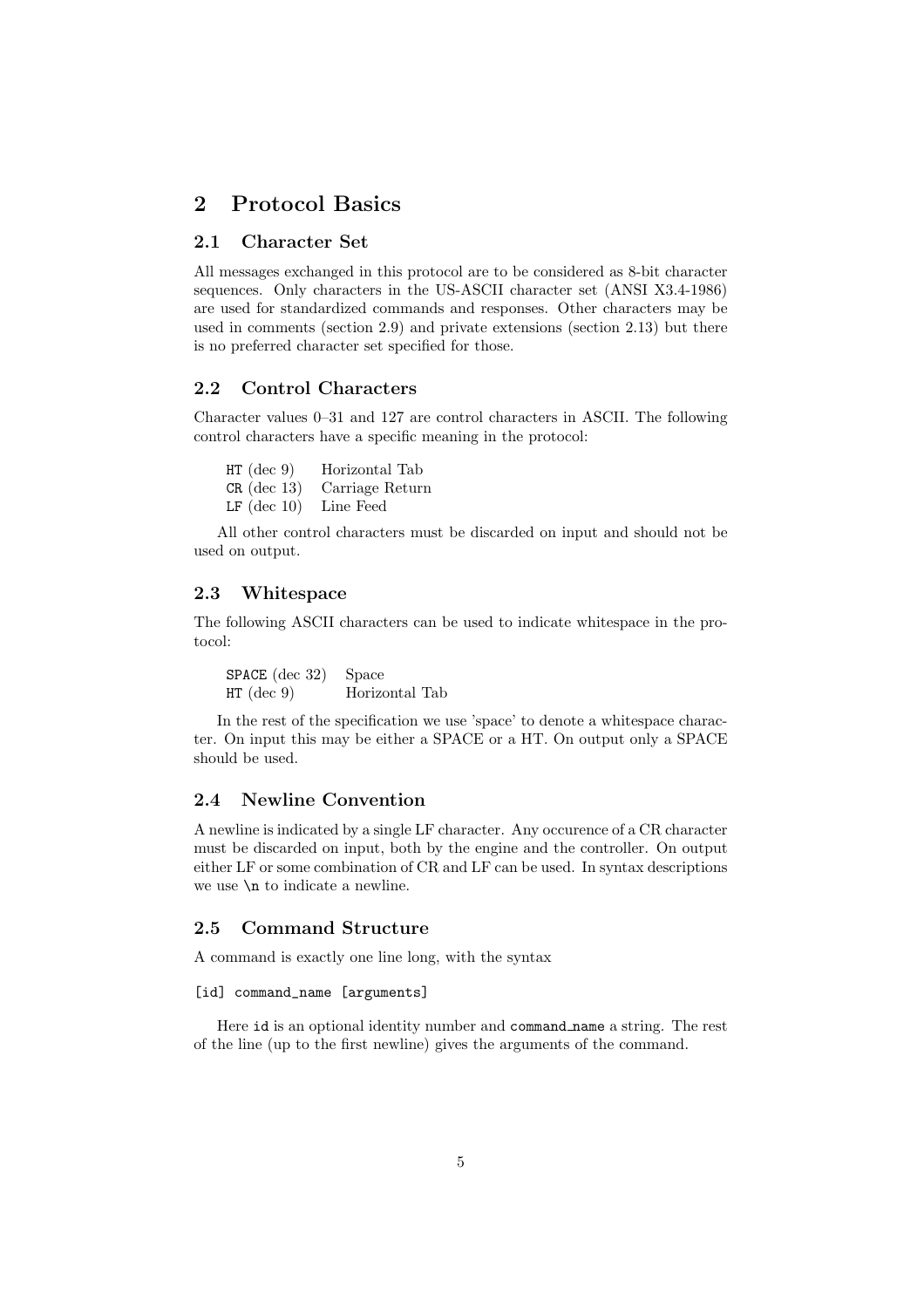# 2 Protocol Basics

## 2.1 Character Set

All messages exchanged in this protocol are to be considered as 8-bit character sequences. Only characters in the US-ASCII character set (ANSI X3.4-1986) are used for standardized commands and responses. Other characters may be used in comments (section 2.9) and private extensions (section 2.13) but there is no preferred character set specified for those.

## 2.2 Control Characters

Character values 0–31 and 127 are control characters in ASCII. The following control characters have a specific meaning in the protocol:

| | |
|---|---|
| `HT` (dec 9) | Horizontal Tab |
| `CR` (dec 13) | Carriage Return |
| `LF` (dec 10) | Line Feed |

All other control characters must be discarded on input and should not be used on output.

## 2.3 Whitespace

The following ASCII characters can be used to indicate whitespace in the protocol:

| | |
|---|---|
| `SPACE` (dec 32) | Space |
| `HT` (dec 9) | Horizontal Tab |

In the rest of the specification we use 'space' to denote a whitespace character. On input this may be either a SPACE or a HT. On output only a SPACE should be used.

## 2.4 Newline Convention

A newline is indicated by a single LF character. Any occurence of a CR character must be discarded on input, both by the engine and the controller. On output either LF or some combination of CR and LF can be used. In syntax descriptions we use `\n` to indicate a newline.

## 2.5 Command Structure

A command is exactly one line long, with the syntax

```
[id] command_name [arguments]
```

Here `id` is an optional identity number and `command_name` a string. The rest of the line (up to the first newline) gives the arguments of the command.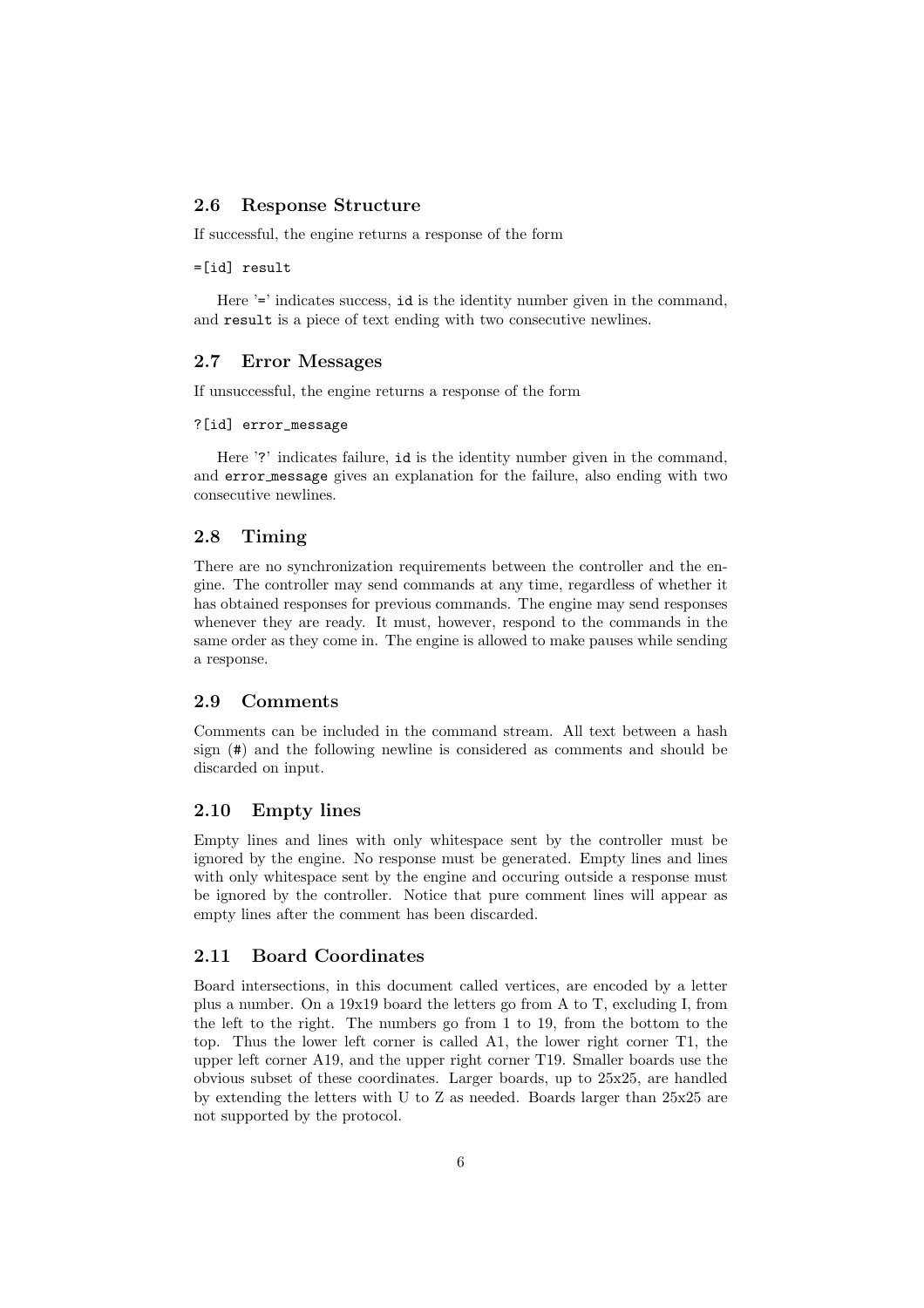### 2.6 Response Structure

If successful, the engine returns a response of the form

```
=[id] result
```

Here '=' indicates success, `id` is the identity number given in the command, and `result` is a piece of text ending with two consecutive newlines.

### 2.7 Error Messages

If unsuccessful, the engine returns a response of the form

```
?[id] error_message
```

Here '?' indicates failure, `id` is the identity number given in the command, and `error_message` gives an explanation for the failure, also ending with two consecutive newlines.

### 2.8 Timing

There are no synchronization requirements between the controller and the engine. The controller may send commands at any time, regardless of whether it has obtained responses for previous commands. The engine may send responses whenever they are ready. It must, however, respond to the commands in the same order as they come in. The engine is allowed to make pauses while sending a response.

### 2.9 Comments

Comments can be included in the command stream. All text between a hash sign (#) and the following newline is considered as comments and should be discarded on input.

### 2.10 Empty lines

Empty lines and lines with only whitespace sent by the controller must be ignored by the engine. No response must be generated. Empty lines and lines with only whitespace sent by the engine and occuring outside a response must be ignored by the controller. Notice that pure comment lines will appear as empty lines after the comment has been discarded.

### 2.11 Board Coordinates

Board intersections, in this document called vertices, are encoded by a letter plus a number. On a 19x19 board the letters go from A to T, excluding I, from the left to the right. The numbers go from 1 to 19, from the bottom to the top. Thus the lower left corner is called A1, the lower right corner T1, the upper left corner A19, and the upper right corner T19. Smaller boards use the obvious subset of these coordinates. Larger boards, up to 25x25, are handled by extending the letters with U to Z as needed. Boards larger than 25x25 are not supported by the protocol.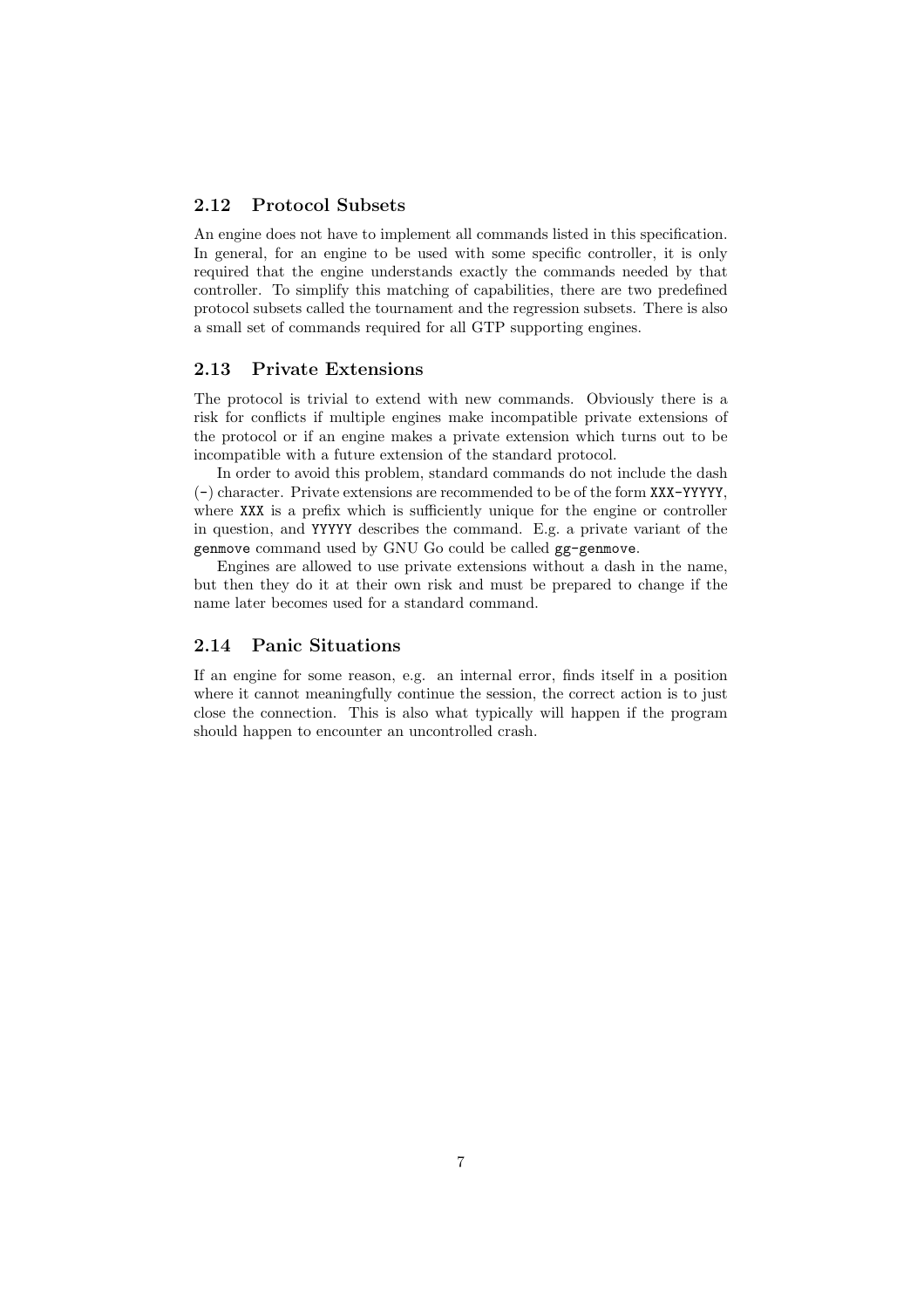### 2.12 Protocol Subsets

An engine does not have to implement all commands listed in this specification. In general, for an engine to be used with some specific controller, it is only required that the engine understands exactly the commands needed by that controller. To simplify this matching of capabilities, there are two predefined protocol subsets called the tournament and the regression subsets. There is also a small set of commands required for all GTP supporting engines.

### 2.13 Private Extensions

The protocol is trivial to extend with new commands. Obviously there is a risk for conflicts if multiple engines make incompatible private extensions of the protocol or if an engine makes a private extension which turns out to be incompatible with a future extension of the standard protocol.

In order to avoid this problem, standard commands do not include the dash (`-`) character. Private extensions are recommended to be of the form `XXX-YYYYY`, where `XXX` is a prefix which is sufficiently unique for the engine or controller in question, and `YYYYY` describes the command. E.g. a private variant of the `genmove` command used by GNU Go could be called `gg-genmove`.

Engines are allowed to use private extensions without a dash in the name, but then they do it at their own risk and must be prepared to change if the name later becomes used for a standard command.

### 2.14 Panic Situations

If an engine for some reason, e.g. an internal error, finds itself in a position where it cannot meaningfully continue the session, the correct action is to just close the connection. This is also what typically will happen if the program should happen to encounter an uncontrolled crash.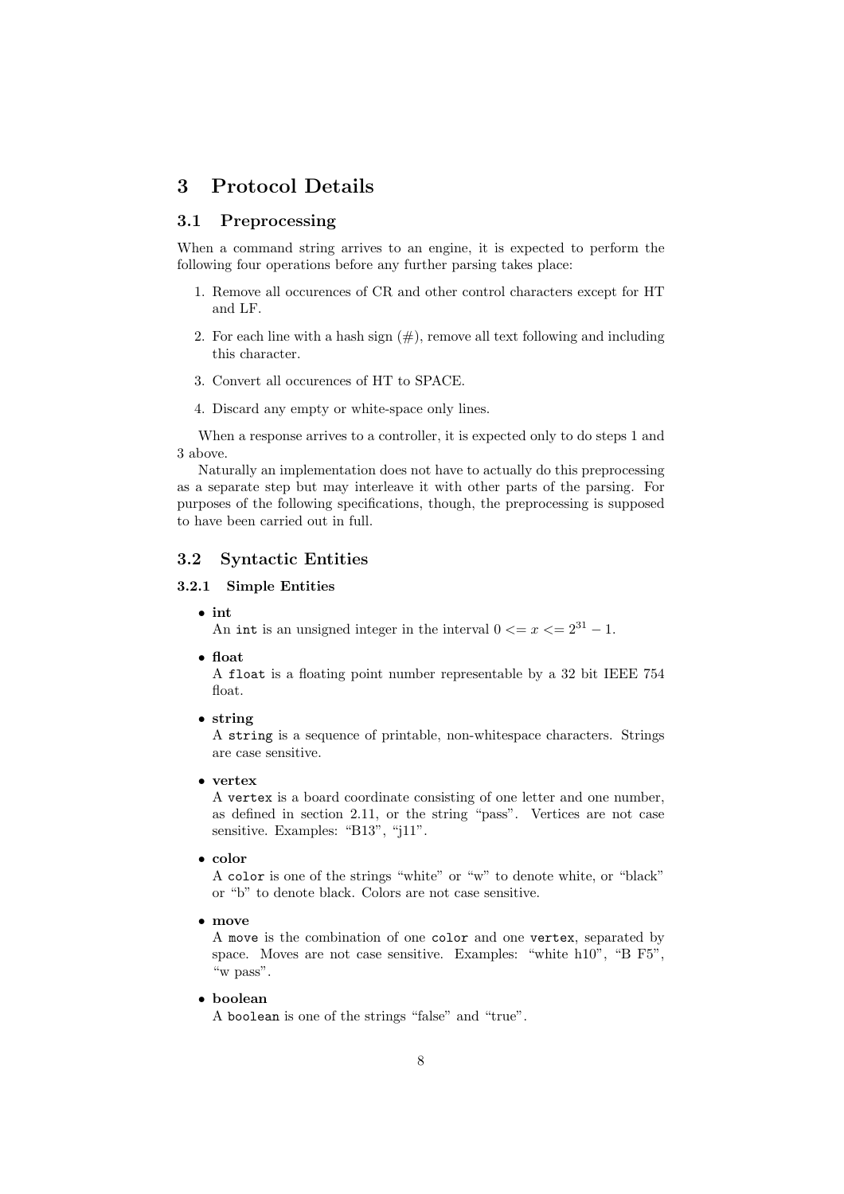# 3 Protocol Details

## 3.1 Preprocessing

When a command string arrives to an engine, it is expected to perform the following four operations before any further parsing takes place:

1. Remove all occurences of CR and other control characters except for HT and LF.
2. For each line with a hash sign (#), remove all text following and including this character.
3. Convert all occurences of HT to SPACE.
4. Discard any empty or white-space only lines.

When a response arrives to a controller, it is expected only to do steps 1 and 3 above.

Naturally an implementation does not have to actually do this preprocessing as a separate step but may interleave it with other parts of the parsing. For purposes of the following specifications, though, the preprocessing is supposed to have been carried out in full.

## 3.2 Syntactic Entities

### 3.2.1 Simple Entities

- **int**
  An `int` is an unsigned integer in the interval $0 <= x <= 2^{31} - 1$.
- **float**
  A `float` is a floating point number representable by a 32 bit IEEE 754 float.
- **string**
  A `string` is a sequence of printable, non-whitespace characters. Strings are case sensitive.
- **vertex**
  A `vertex` is a board coordinate consisting of one letter and one number, as defined in section 2.11, or the string "pass". Vertices are not case sensitive. Examples: "B13", "j11".
- **color**
  A `color` is one of the strings "white" or "w" to denote white, or "black" or "b" to denote black. Colors are not case sensitive.
- **move**
  A `move` is the combination of one `color` and one `vertex`, separated by space. Moves are not case sensitive. Examples: "white h10", "B F5", "w pass".
- **boolean**
  A `boolean` is one of the strings "false" and "true".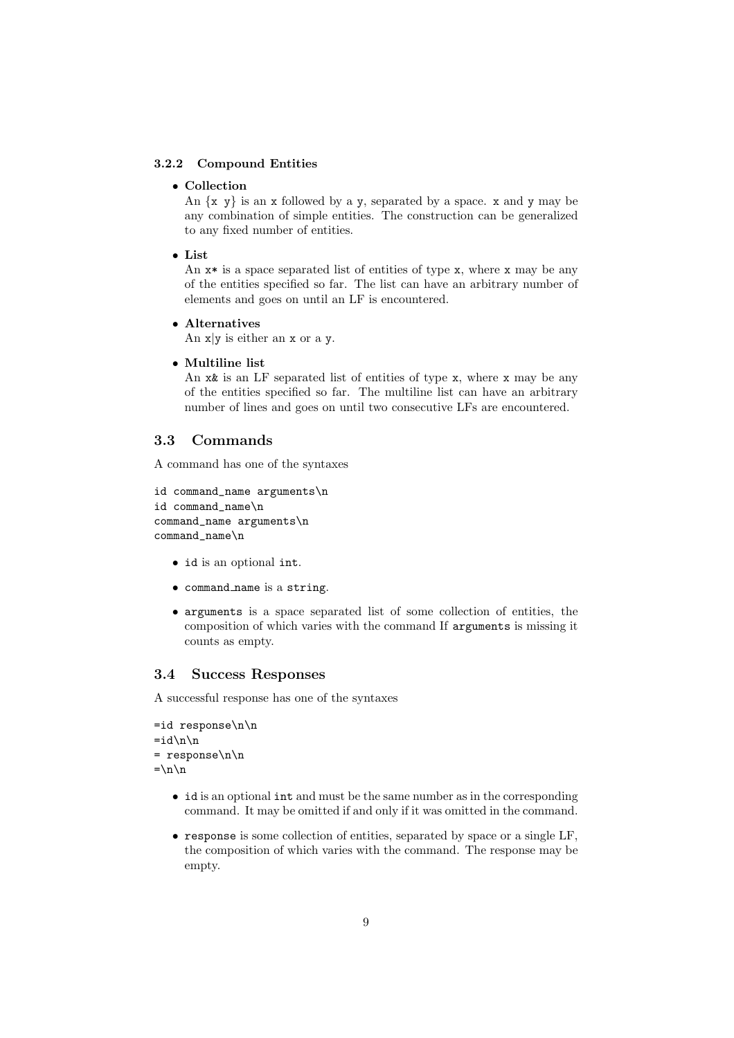### 3.2.2 Compound Entities

- **Collection**
  An {x y} is an x followed by a y, separated by a space. x and y may be any combination of simple entities. The construction can be generalized to any fixed number of entities.

- **List**
  An x* is a space separated list of entities of type x, where x may be any of the entities specified so far. The list can have an arbitrary number of elements and goes on until an LF is encountered.

- **Alternatives**
  An x|y is either an x or a y.

- **Multiline list**
  An x& is an LF separated list of entities of type x, where x may be any of the entities specified so far. The multiline list can have an arbitrary number of lines and goes on until two consecutive LFs are encountered.

## 3.3 Commands

A command has one of the syntaxes

```
id command_name arguments\n
id command_name\n
command_name arguments\n
command_name\n
```

- `id` is an optional `int`.
- `command_name` is a `string`.
- `arguments` is a space separated list of some collection of entities, the composition of which varies with the command If `arguments` is missing it counts as empty.

## 3.4 Success Responses

A successful response has one of the syntaxes

```
=id response\n\n
=id\n\n
= response\n\n
=\n\n
```

- `id` is an optional `int` and must be the same number as in the corresponding command. It may be omitted if and only if it was omitted in the command.
- `response` is some collection of entities, separated by space or a single LF, the composition of which varies with the command. The response may be empty.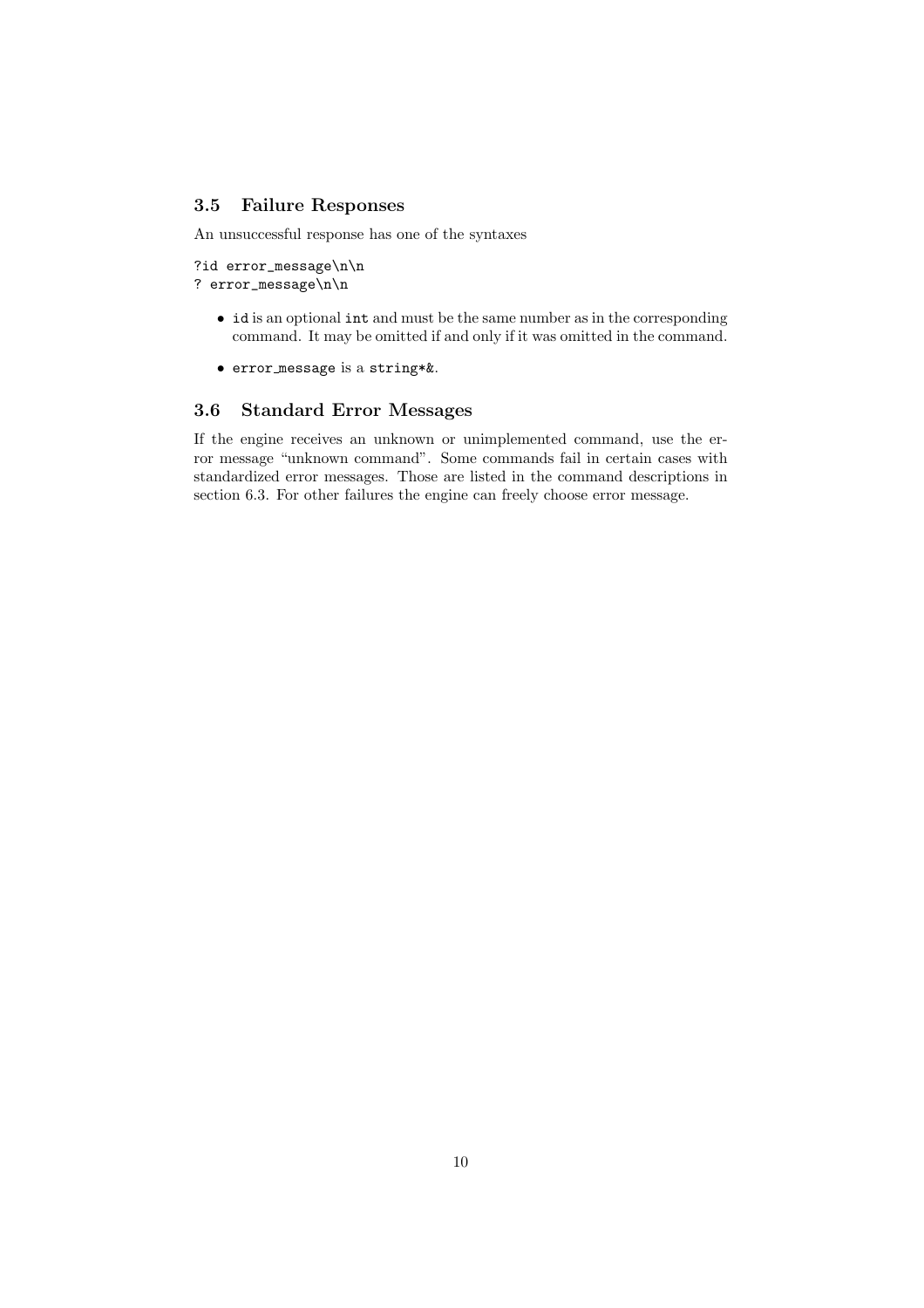### 3.5 Failure Responses

An unsuccessful response has one of the syntaxes

```
?id error_message\n\n
? error_message\n\n
```

- `id` is an optional `int` and must be the same number as in the corresponding command. It may be omitted if and only if it was omitted in the command.
- `error_message` is a `string*&`.

### 3.6 Standard Error Messages

If the engine receives an unknown or unimplemented command, use the error message "unknown command". Some commands fail in certain cases with standardized error messages. Those are listed in the command descriptions in section 6.3. For other failures the engine can freely choose error message.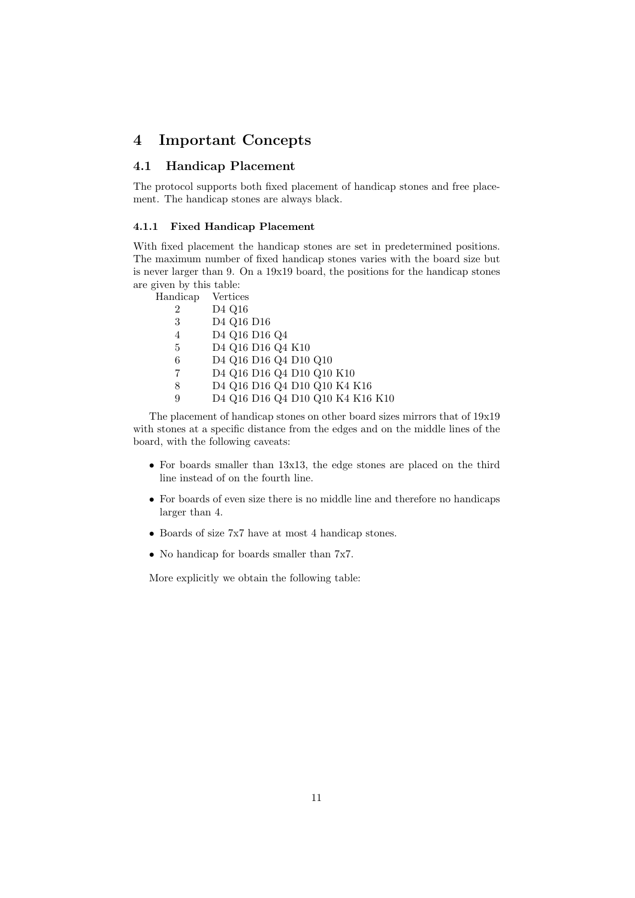# 4 Important Concepts

## 4.1 Handicap Placement

The protocol supports both fixed placement of handicap stones and free placement. The handicap stones are always black.

### 4.1.1 Fixed Handicap Placement

With fixed placement the handicap stones are set in predetermined positions. The maximum number of fixed handicap stones varies with the board size but is never larger than 9. On a 19x19 board, the positions for the handicap stones are given by this table:

| Handicap | Vertices |
|---|---|
| 2 | D4 Q16 |
| 3 | D4 Q16 D16 |
| 4 | D4 Q16 D16 Q4 |
| 5 | D4 Q16 D16 Q4 K10 |
| 6 | D4 Q16 D16 Q4 D10 Q10 |
| 7 | D4 Q16 D16 Q4 D10 Q10 K10 |
| 8 | D4 Q16 D16 Q4 D10 Q10 K4 K16 |
| 9 | D4 Q16 D16 Q4 D10 Q10 K4 K16 K10 |

The placement of handicap stones on other board sizes mirrors that of 19x19 with stones at a specific distance from the edges and on the middle lines of the board, with the following caveats:

- For boards smaller than 13x13, the edge stones are placed on the third line instead of on the fourth line.
- For boards of even size there is no middle line and therefore no handicaps larger than 4.
- Boards of size 7x7 have at most 4 handicap stones.
- No handicap for boards smaller than 7x7.

More explicitly we obtain the following table: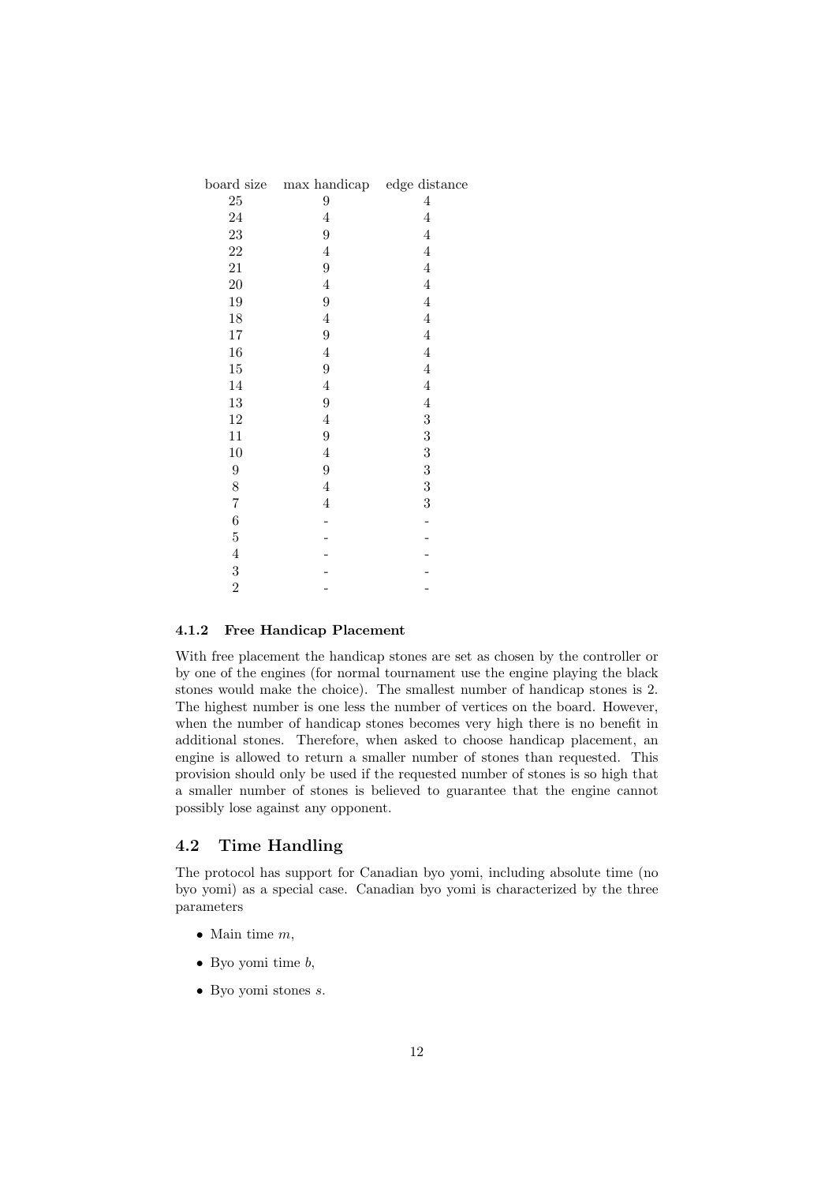| board size | max handicap | edge distance |
|---|---|---|
| 25 | 9 | 4 |
| 24 | 4 | 4 |
| 23 | 9 | 4 |
| 22 | 4 | 4 |
| 21 | 9 | 4 |
| 20 | 4 | 4 |
| 19 | 9 | 4 |
| 18 | 4 | 4 |
| 17 | 9 | 4 |
| 16 | 4 | 4 |
| 15 | 9 | 4 |
| 14 | 4 | 4 |
| 13 | 9 | 4 |
| 12 | 4 | 3 |
| 11 | 9 | 3 |
| 10 | 4 | 3 |
| 9 | 9 | 3 |
| 8 | 4 | 3 |
| 7 | 4 | 3 |
| 6 | - | - |
| 5 | - | - |
| 4 | - | - |
| 3 | - | - |
| 2 | - | - |

### 4.1.2 Free Handicap Placement

With free placement the handicap stones are set as chosen by the controller or by one of the engines (for normal tournament use the engine playing the black stones would make the choice). The smallest number of handicap stones is 2. The highest number is one less the number of vertices on the board. However, when the number of handicap stones becomes very high there is no benefit in additional stones. Therefore, when asked to choose handicap placement, an engine is allowed to return a smaller number of stones than requested. This provision should only be used if the requested number of stones is so high that a smaller number of stones is believed to guarantee that the engine cannot possibly lose against any opponent.

## 4.2 Time Handling

The protocol has support for Canadian byo yomi, including absolute time (no byo yomi) as a special case. Canadian byo yomi is characterized by the three parameters

- Main time $m$,
- Byo yomi time $b$,
- Byo yomi stones $s$.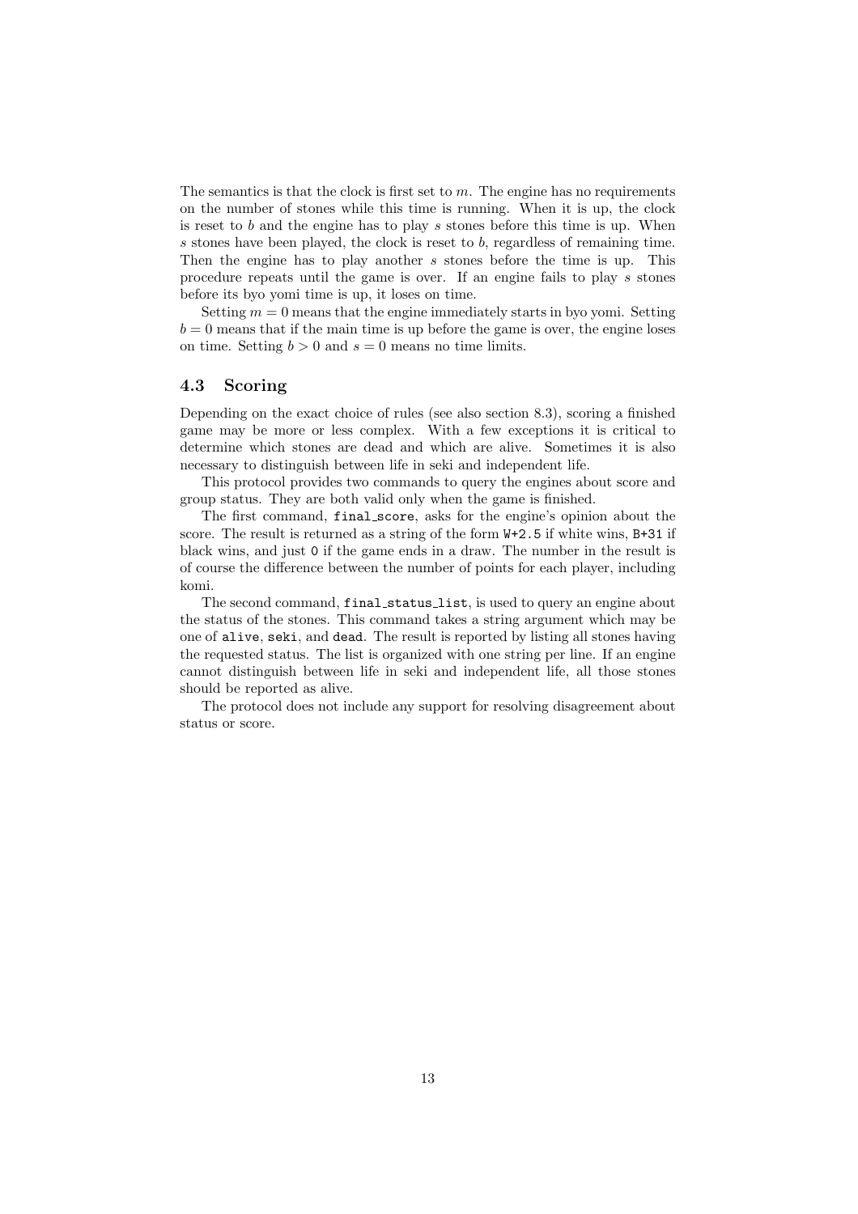The semantics is that the clock is first set to $m$. The engine has no requirements on the number of stones while this time is running. When it is up, the clock is reset to $b$ and the engine has to play $s$ stones before this time is up. When $s$ stones have been played, the clock is reset to $b$, regardless of remaining time. Then the engine has to play another $s$ stones before the time is up. This procedure repeats until the game is over. If an engine fails to play $s$ stones before its byo yomi time is up, it loses on time.

Setting $m = 0$ means that the engine immediately starts in byo yomi. Setting $b = 0$ means that if the main time is up before the game is over, the engine loses on time. Setting $b > 0$ and $s = 0$ means no time limits.

### 4.3 Scoring

Depending on the exact choice of rules (see also section 8.3), scoring a finished game may be more or less complex. With a few exceptions it is critical to determine which stones are dead and which are alive. Sometimes it is also necessary to distinguish between life in seki and independent life.

This protocol provides two commands to query the engines about score and group status. They are both valid only when the game is finished.

The first command, `final_score`, asks for the engine's opinion about the score. The result is returned as a string of the form `W+2.5` if white wins, `B+31` if black wins, and just `0` if the game ends in a draw. The number in the result is of course the difference between the number of points for each player, including komi.

The second command, `final_status_list`, is used to query an engine about the status of the stones. This command takes a string argument which may be one of `alive`, `seki`, and `dead`. The result is reported by listing all stones having the requested status. The list is organized with one string per line. If an engine cannot distinguish between life in seki and independent life, all those stones should be reported as alive.

The protocol does not include any support for resolving disagreement about status or score.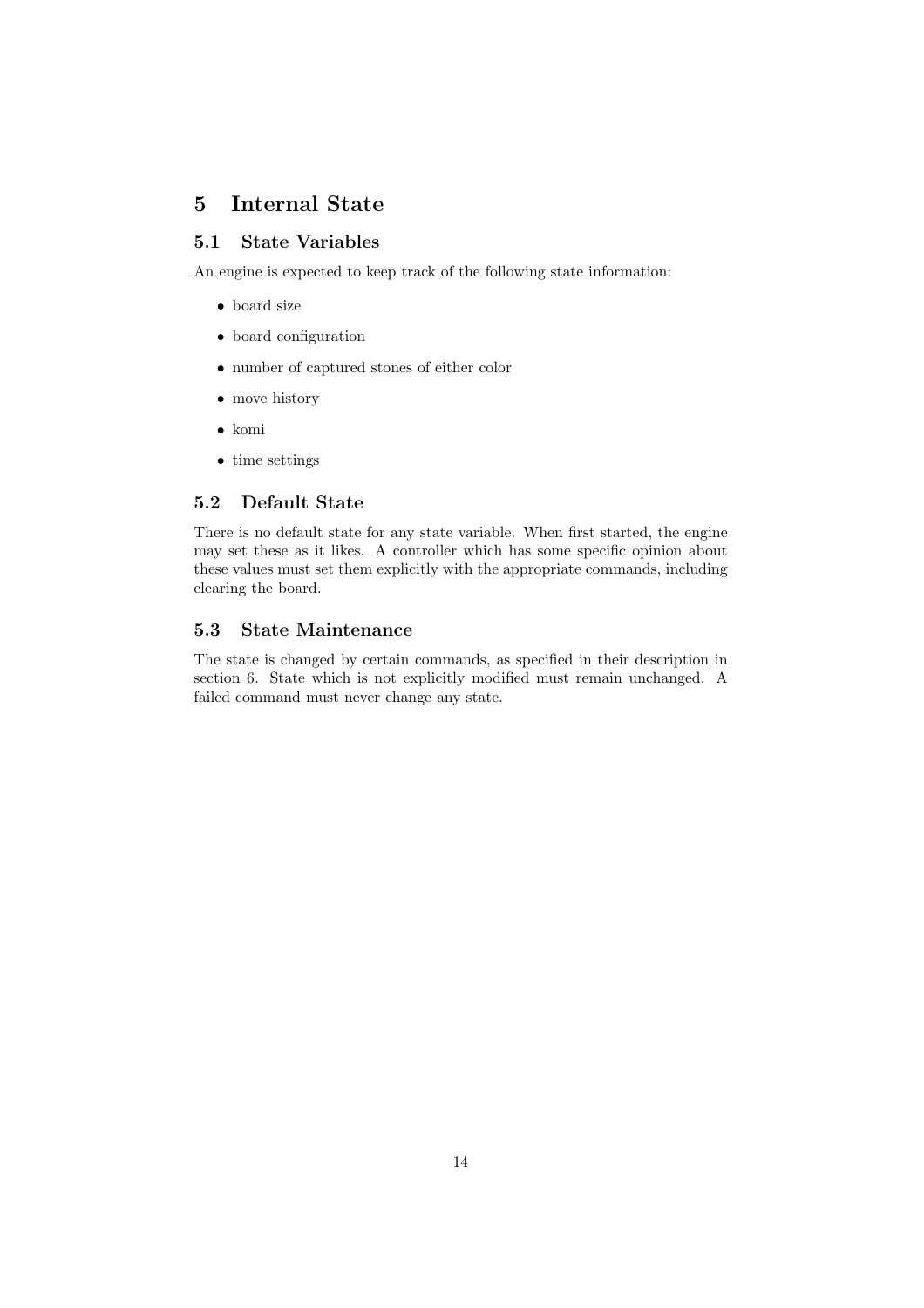# 5 Internal State

## 5.1 State Variables

An engine is expected to keep track of the following state information:

- board size
- board configuration
- number of captured stones of either color
- move history
- komi
- time settings

## 5.2 Default State

There is no default state for any state variable. When first started, the engine may set these as it likes. A controller which has some specific opinion about these values must set them explicitly with the appropriate commands, including clearing the board.

## 5.3 State Maintenance

The state is changed by certain commands, as specified in their description in section 6. State which is not explicitly modified must remain unchanged. A failed command must never change any state.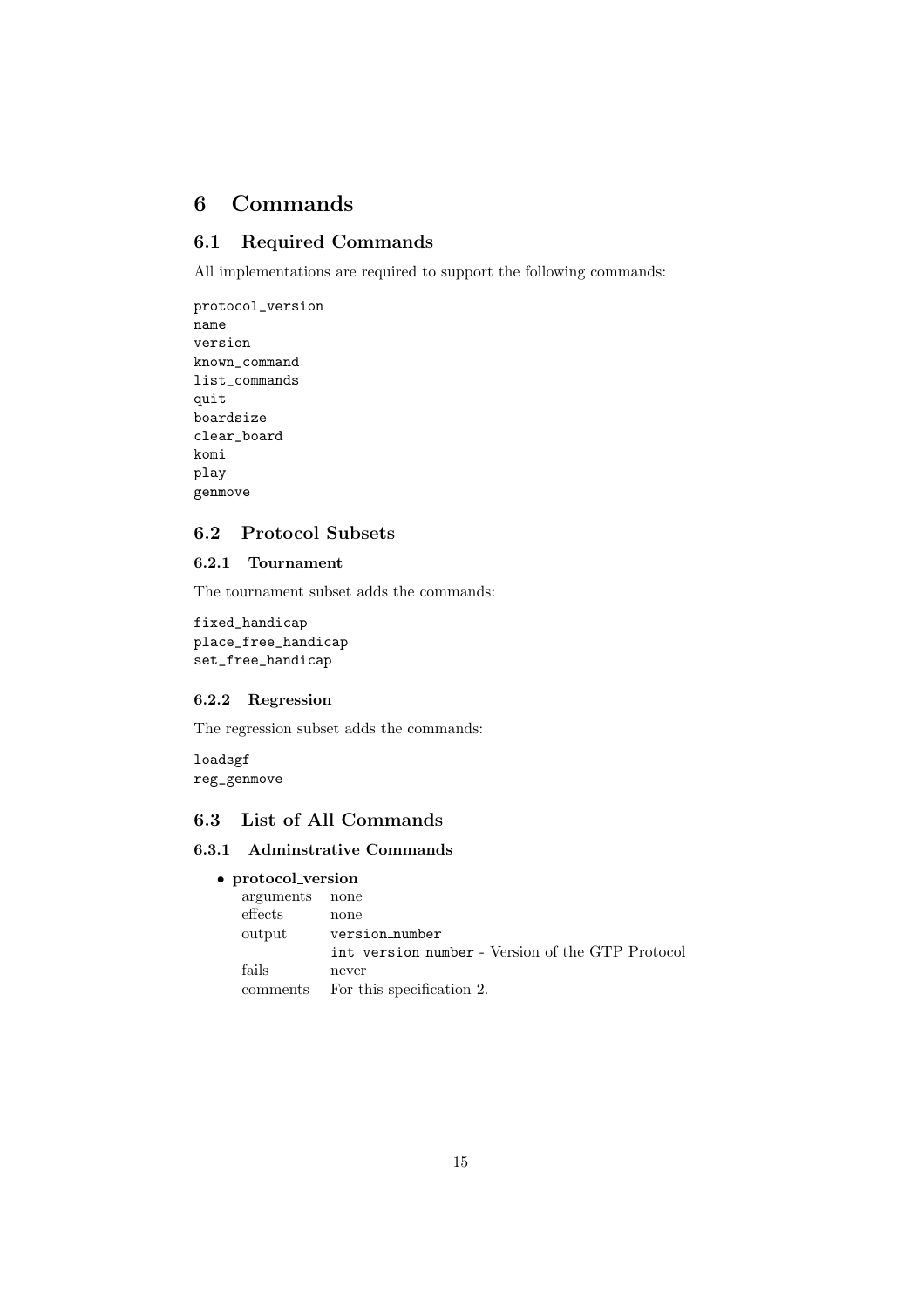# 6 Commands

## 6.1 Required Commands

All implementations are required to support the following commands:

```
protocol_version
name
version
known_command
list_commands
quit
boardsize
clear_board
komi
play
genmove
```

## 6.2 Protocol Subsets

### 6.2.1 Tournament

The tournament subset adds the commands:

```
fixed_handicap
place_free_handicap
set_free_handicap
```

### 6.2.2 Regression

The regression subset adds the commands:

```
loadsgf
reg_genmove
```

## 6.3 List of All Commands

### 6.3.1 Adminstrative Commands

- **protocol_version**

| | |
|---|---|
| arguments | none |
| effects | none |
| output | `version_number` |
| | `int version_number` - Version of the GTP Protocol |
| fails | never |
| comments | For this specification 2. |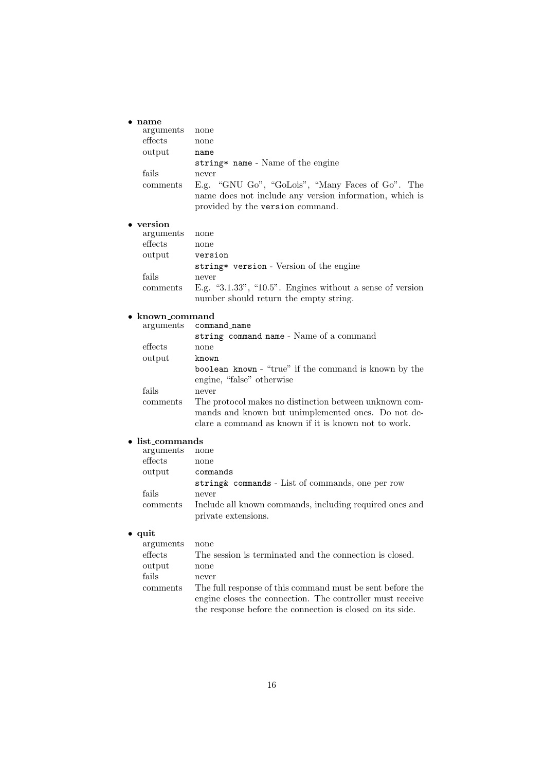- **name**

| | |
|---|---|
| arguments | none |
| effects | none |
| output | `name`<br>`string* name` - Name of the engine |
| fails | never |
| comments | E.g. "GNU Go", "GoLois", "Many Faces of Go". The name does not include any version information, which is provided by the `version` command. |

- **version**

| | |
|---|---|
| arguments | none |
| effects | none |
| output | `version`<br>`string* version` - Version of the engine |
| fails | never |
| comments | E.g. "3.1.33", "10.5". Engines without a sense of version number should return the empty string. |

- **known_command**

| | |
|---|---|
| arguments | `command_name`<br>`string command_name` - Name of a command |
| effects | none |
| output | `known`<br>`boolean known` - "true" if the command is known by the engine, "false" otherwise |
| fails | never |
| comments | The protocol makes no distinction between unknown commands and known but unimplemented ones. Do not declare a command as known if it is known not to work. |

- **list_commands**

| | |
|---|---|
| arguments | none |
| effects | none |
| output | `commands`<br>`string& commands` - List of commands, one per row |
| fails | never |
| comments | Include all known commands, including required ones and private extensions. |

- **quit**

| | |
|---|---|
| arguments | none |
| effects | The session is terminated and the connection is closed. |
| output | none |
| fails | never |
| comments | The full response of this command must be sent before the engine closes the connection. The controller must receive the response before the connection is closed on its side. |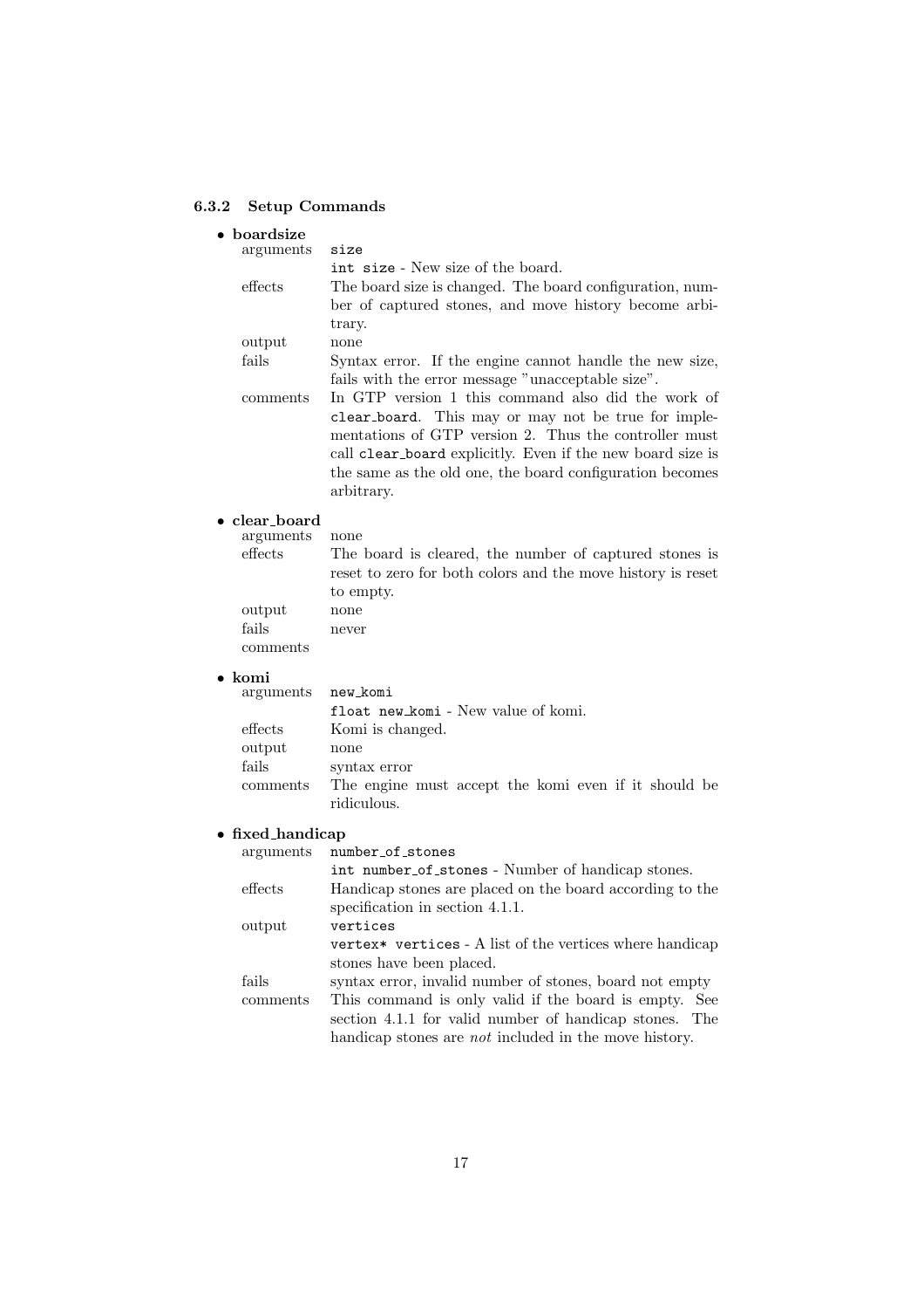### 6.3.2 Setup Commands

- **boardsize**

| | |
|---|---|
| arguments | `size` |
| | `int size` - New size of the board. |
| effects | The board size is changed. The board configuration, number of captured stones, and move history become arbitrary. |
| output | none |
| fails | Syntax error. If the engine cannot handle the new size, fails with the error message "unacceptable size". |
| comments | In GTP version 1 this command also did the work of `clear_board`. This may or may not be true for implementations of GTP version 2. Thus the controller must call `clear_board` explicitly. Even if the new board size is the same as the old one, the board configuration becomes arbitrary. |

- **clear_board**

| | |
|---|---|
| arguments | none |
| effects | The board is cleared, the number of captured stones is reset to zero for both colors and the move history is reset to empty. |
| output | none |
| fails | never |
| comments | |

- **komi**

| | |
|---|---|
| arguments | `new_komi` |
| | `float new_komi` - New value of komi. |
| effects | Komi is changed. |
| output | none |
| fails | syntax error |
| comments | The engine must accept the komi even if it should be ridiculous. |

- **fixed_handicap**

| | |
|---|---|
| arguments | `number_of_stones` |
| | `int number_of_stones` - Number of handicap stones. |
| effects | Handicap stones are placed on the board according to the specification in section 4.1.1. |
| output | `vertices` |
| | `vertex* vertices` - A list of the vertices where handicap stones have been placed. |
| fails | syntax error, invalid number of stones, board not empty |
| comments | This command is only valid if the board is empty. See section 4.1.1 for valid number of handicap stones. The handicap stones are *not* included in the move history. |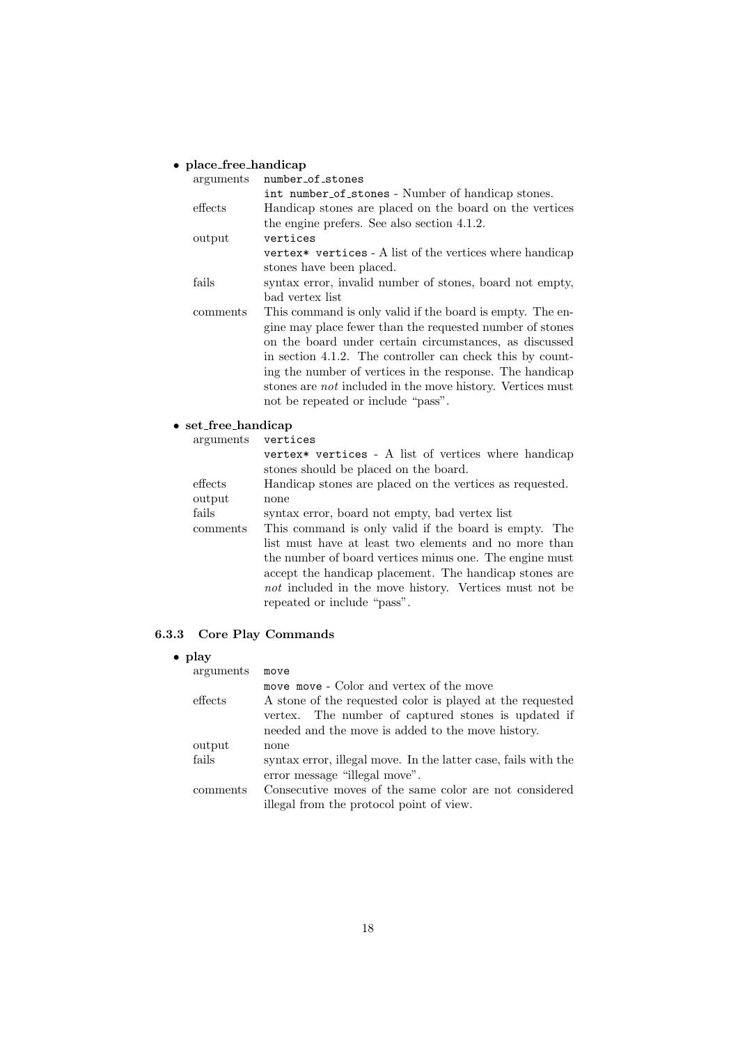- **place_free_handicap**

| | |
|---|---|
| arguments | `number_of_stones` |
| | `int number_of_stones` - Number of handicap stones. |
| effects | Handicap stones are placed on the board on the vertices the engine prefers. See also section 4.1.2. |
| output | `vertices` |
| | `vertex* vertices` - A list of the vertices where handicap stones have been placed. |
| fails | syntax error, invalid number of stones, board not empty, bad vertex list |
| comments | This command is only valid if the board is empty. The engine may place fewer than the requested number of stones on the board under certain circumstances, as discussed in section 4.1.2. The controller can check this by counting the number of vertices in the response. The handicap stones are *not* included in the move history. Vertices must not be repeated or include "pass". |

- **set_free_handicap**

| | |
|---|---|
| arguments | `vertices` |
| | `vertex* vertices` - A list of vertices where handicap stones should be placed on the board. |
| effects | Handicap stones are placed on the vertices as requested. |
| output | none |
| fails | syntax error, board not empty, bad vertex list |
| comments | This command is only valid if the board is empty. The list must have at least two elements and no more than the number of board vertices minus one. The engine must accept the handicap placement. The handicap stones are *not* included in the move history. Vertices must not be repeated or include "pass". |

### 6.3.3 Core Play Commands

- **play**

| | |
|---|---|
| arguments | `move` |
| | `move move` - Color and vertex of the move |
| effects | A stone of the requested color is played at the requested vertex. The number of captured stones is updated if needed and the move is added to the move history. |
| output | none |
| fails | syntax error, illegal move. In the latter case, fails with the error message "illegal move". |
| comments | Consecutive moves of the same color are not considered illegal from the protocol point of view. |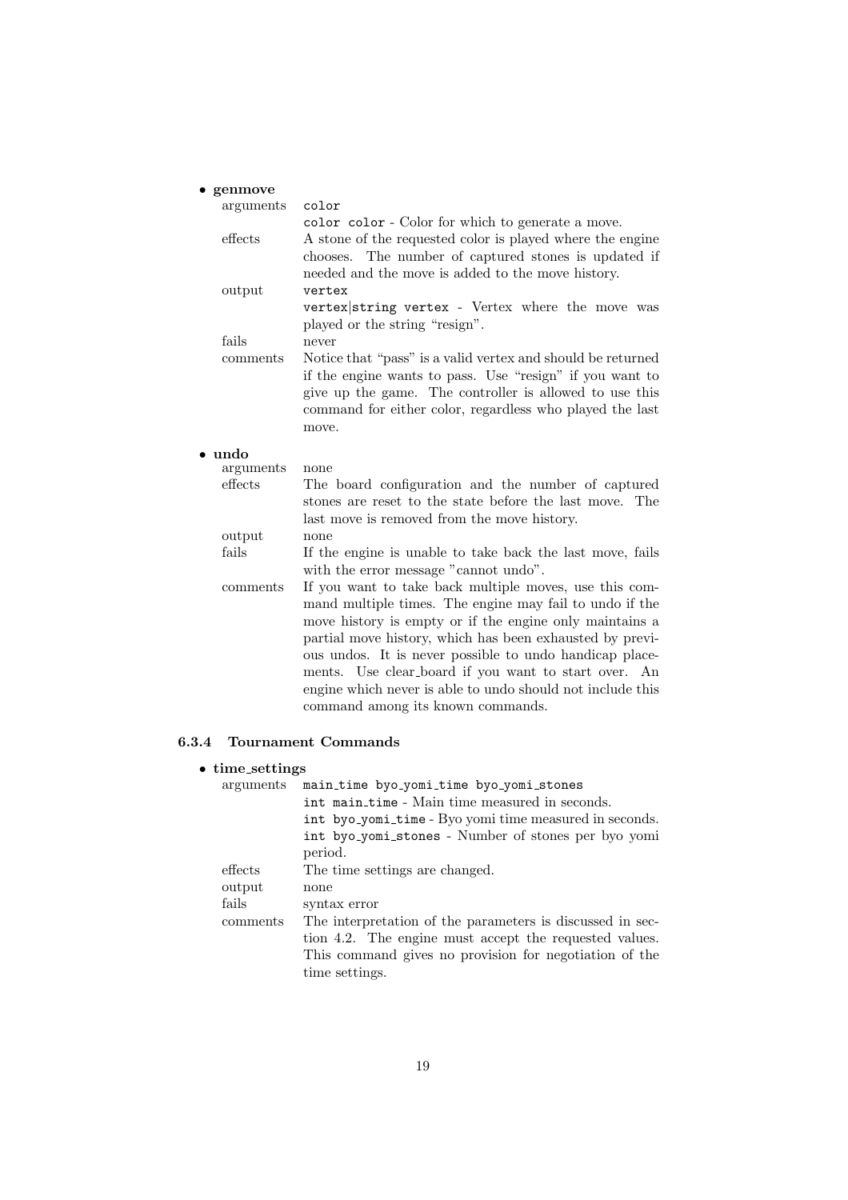- **genmove**

| | |
|---|---|
| arguments | `color` |
| | `color color` - Color for which to generate a move. |
| effects | A stone of the requested color is played where the engine chooses. The number of captured stones is updated if needed and the move is added to the move history. |
| output | `vertex` |
| | `vertex|string vertex` - Vertex where the move was played or the string "resign". |
| fails | never |
| comments | Notice that "pass" is a valid vertex and should be returned if the engine wants to pass. Use "resign" if you want to give up the game. The controller is allowed to use this command for either color, regardless who played the last move. |

- **undo**

| | |
|---|---|
| arguments | none |
| effects | The board configuration and the number of captured stones are reset to the state before the last move. The last move is removed from the move history. |
| output | none |
| fails | If the engine is unable to take back the last move, fails with the error message "cannot undo". |
| comments | If you want to take back multiple moves, use this command multiple times. The engine may fail to undo if the move history is empty or if the engine only maintains a partial move history, which has been exhausted by previous undos. It is never possible to undo handicap placements. Use clear_board if you want to start over. An engine which never is able to undo should not include this command among its known commands. |

#### 6.3.4 Tournament Commands

- **time_settings**

| | |
|---|---|
| arguments | `main_time byo_yomi_time byo_yomi_stones` |
| | `int main_time` - Main time measured in seconds. |
| | `int byo_yomi_time` - Byo yomi time measured in seconds. |
| | `int byo_yomi_stones` - Number of stones per byo yomi period. |
| effects | The time settings are changed. |
| output | none |
| fails | syntax error |
| comments | The interpretation of the parameters is discussed in section 4.2. The engine must accept the requested values. This command gives no provision for negotiation of the time settings. |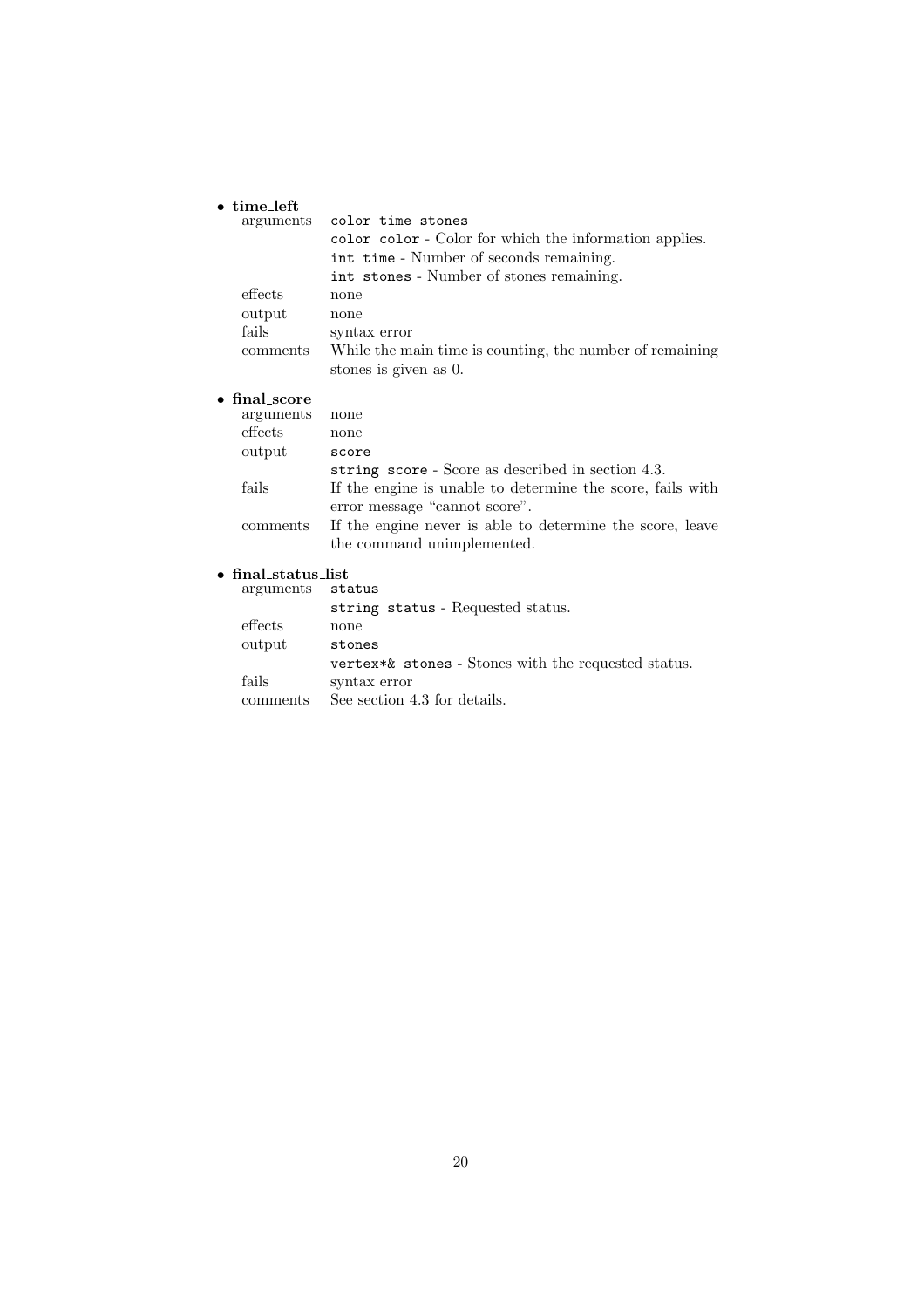- **time_left**

| | |
|---|---|
| arguments | `color time stones` |
| | `color color` - Color for which the information applies. |
| | `int time` - Number of seconds remaining. |
| | `int stones` - Number of stones remaining. |
| effects | none |
| output | none |
| fails | syntax error |
| comments | While the main time is counting, the number of remaining stones is given as 0. |

- **final_score**

| | |
|---|---|
| arguments | none |
| effects | none |
| output | `score` |
| | `string score` - Score as described in section 4.3. |
| fails | If the engine is unable to determine the score, fails with error message "cannot score". |
| comments | If the engine never is able to determine the score, leave the command unimplemented. |

- **final_status_list**

| | |
|---|---|
| arguments | `status` |
| | `string status` - Requested status. |
| effects | none |
| output | `stones` |
| | `vertex*& stones` - Stones with the requested status. |
| fails | syntax error |
| comments | See section 4.3 for details. |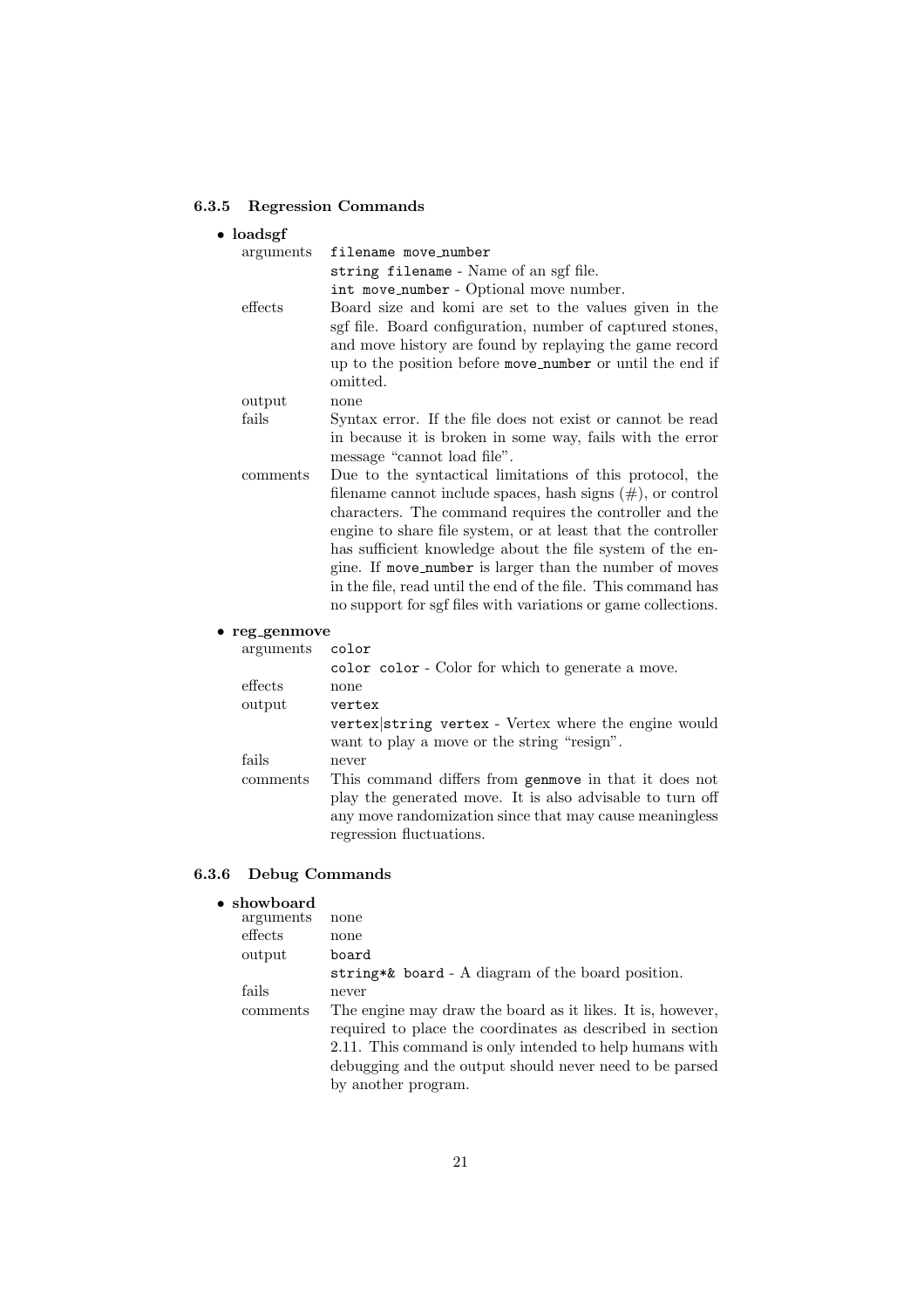### 6.3.5 Regression Commands

- **loadsgf**

  arguments: `filename move_number`
  `string filename` - Name of an sgf file.
  `int move_number` - Optional move number.

  effects: Board size and komi are set to the values given in the sgf file. Board configuration, number of captured stones, and move history are found by replaying the game record up to the position before `move_number` or until the end if omitted.

  output: none

  fails: Syntax error. If the file does not exist or cannot be read in because it is broken in some way, fails with the error message "cannot load file".

  comments: Due to the syntactical limitations of this protocol, the filename cannot include spaces, hash signs (#), or control characters. The command requires the controller and the engine to share file system, or at least that the controller has sufficient knowledge about the file system of the engine. If `move_number` is larger than the number of moves in the file, read until the end of the file. This command has no support for sgf files with variations or game collections.

- **reg_genmove**

  arguments: `color`
  `color color` - Color for which to generate a move.

  effects: none

  output: `vertex`
  `vertex|string vertex` - Vertex where the engine would want to play a move or the string "resign".

  fails: never

  comments: This command differs from `genmove` in that it does not play the generated move. It is also advisable to turn off any move randomization since that may cause meaningless regression fluctuations.

### 6.3.6 Debug Commands

- **showboard**

  arguments: none

  effects: none

  output: `board`
  `string*& board` - A diagram of the board position.

  fails: never

  comments: The engine may draw the board as it likes. It is, however, required to place the coordinates as described in section 2.11. This command is only intended to help humans with debugging and the output should never need to be parsed by another program.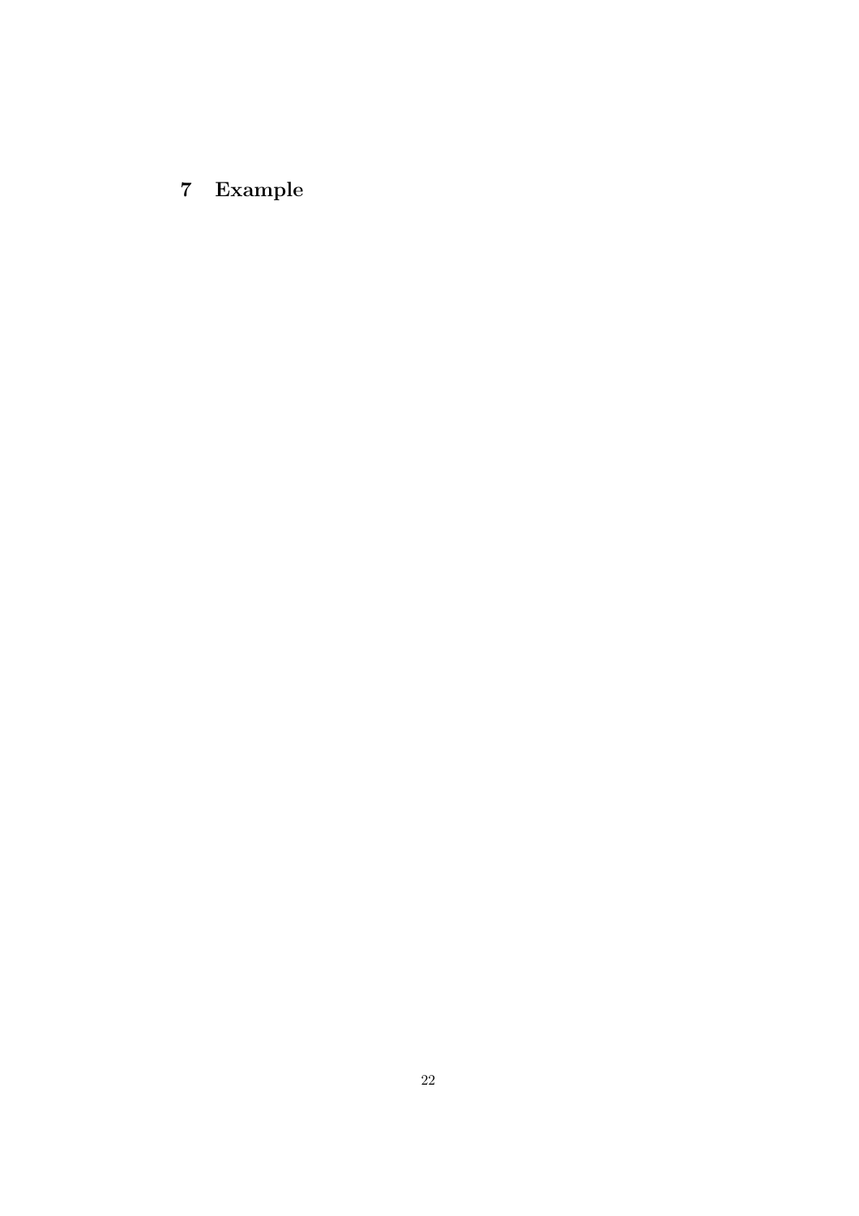# 7 Example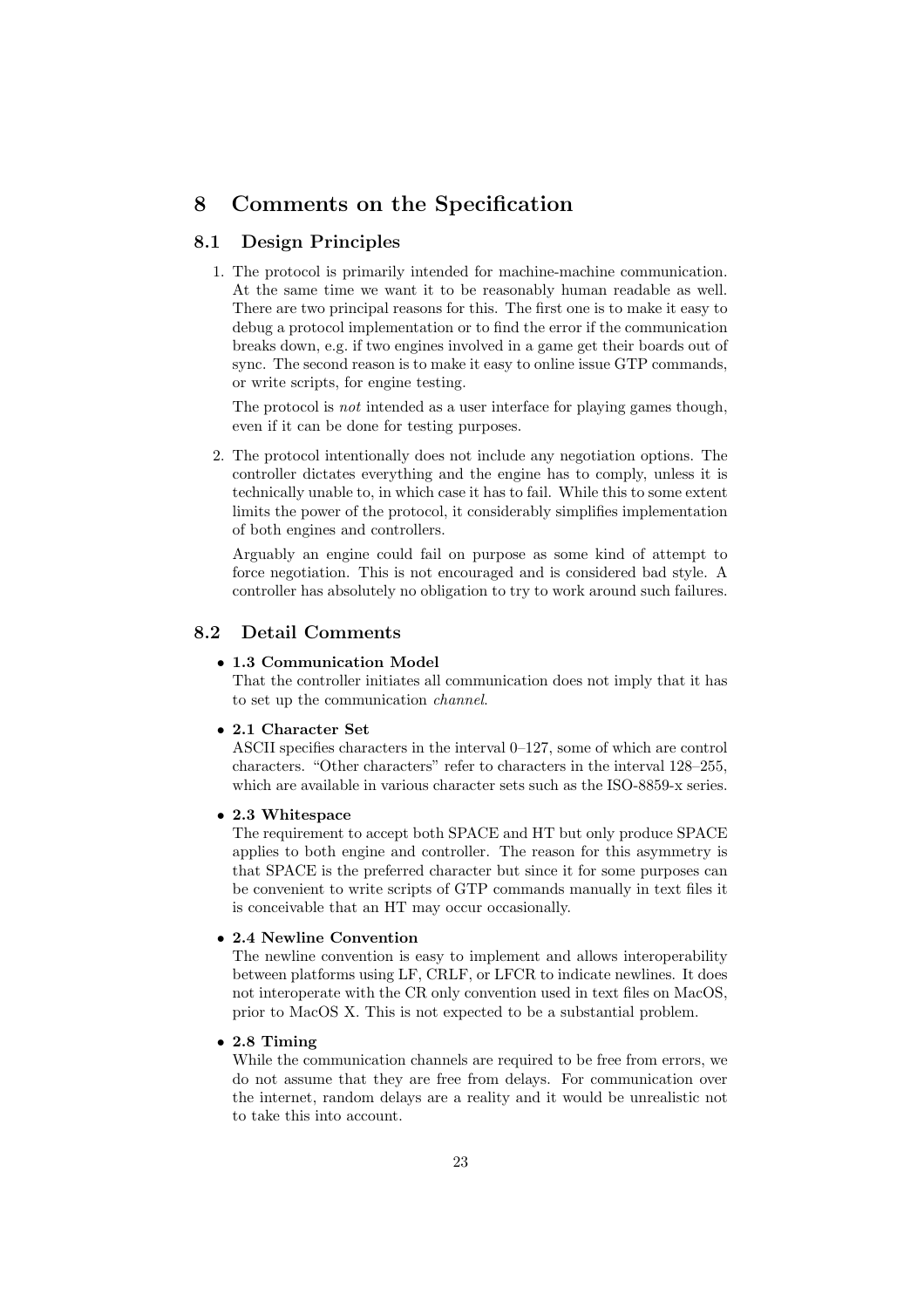# 8 Comments on the Specification

## 8.1 Design Principles

1. The protocol is primarily intended for machine-machine communication. At the same time we want it to be reasonably human readable as well. There are two principal reasons for this. The first one is to make it easy to debug a protocol implementation or to find the error if the communication breaks down, e.g. if two engines involved in a game get their boards out of sync. The second reason is to make it easy to online issue GTP commands, or write scripts, for engine testing.

   The protocol is *not* intended as a user interface for playing games though, even if it can be done for testing purposes.

2. The protocol intentionally does not include any negotiation options. The controller dictates everything and the engine has to comply, unless it is technically unable to, in which case it has to fail. While this to some extent limits the power of the protocol, it considerably simplifies implementation of both engines and controllers.

   Arguably an engine could fail on purpose as some kind of attempt to force negotiation. This is not encouraged and is considered bad style. A controller has absolutely no obligation to try to work around such failures.

## 8.2 Detail Comments

- **1.3 Communication Model**
  That the controller initiates all communication does not imply that it has to set up the communication *channel*.

- **2.1 Character Set**
  ASCII specifies characters in the interval 0–127, some of which are control characters. "Other characters" refer to characters in the interval 128–255, which are available in various character sets such as the ISO-8859-x series.

- **2.3 Whitespace**
  The requirement to accept both SPACE and HT but only produce SPACE applies to both engine and controller. The reason for this asymmetry is that SPACE is the preferred character but since it for some purposes can be convenient to write scripts of GTP commands manually in text files it is conceivable that an HT may occur occasionally.

- **2.4 Newline Convention**
  The newline convention is easy to implement and allows interoperability between platforms using LF, CRLF, or LFCR to indicate newlines. It does not interoperate with the CR only convention used in text files on MacOS, prior to MacOS X. This is not expected to be a substantial problem.

- **2.8 Timing**
  While the communication channels are required to be free from errors, we do not assume that they are free from delays. For communication over the internet, random delays are a reality and it would be unrealistic not to take this into account.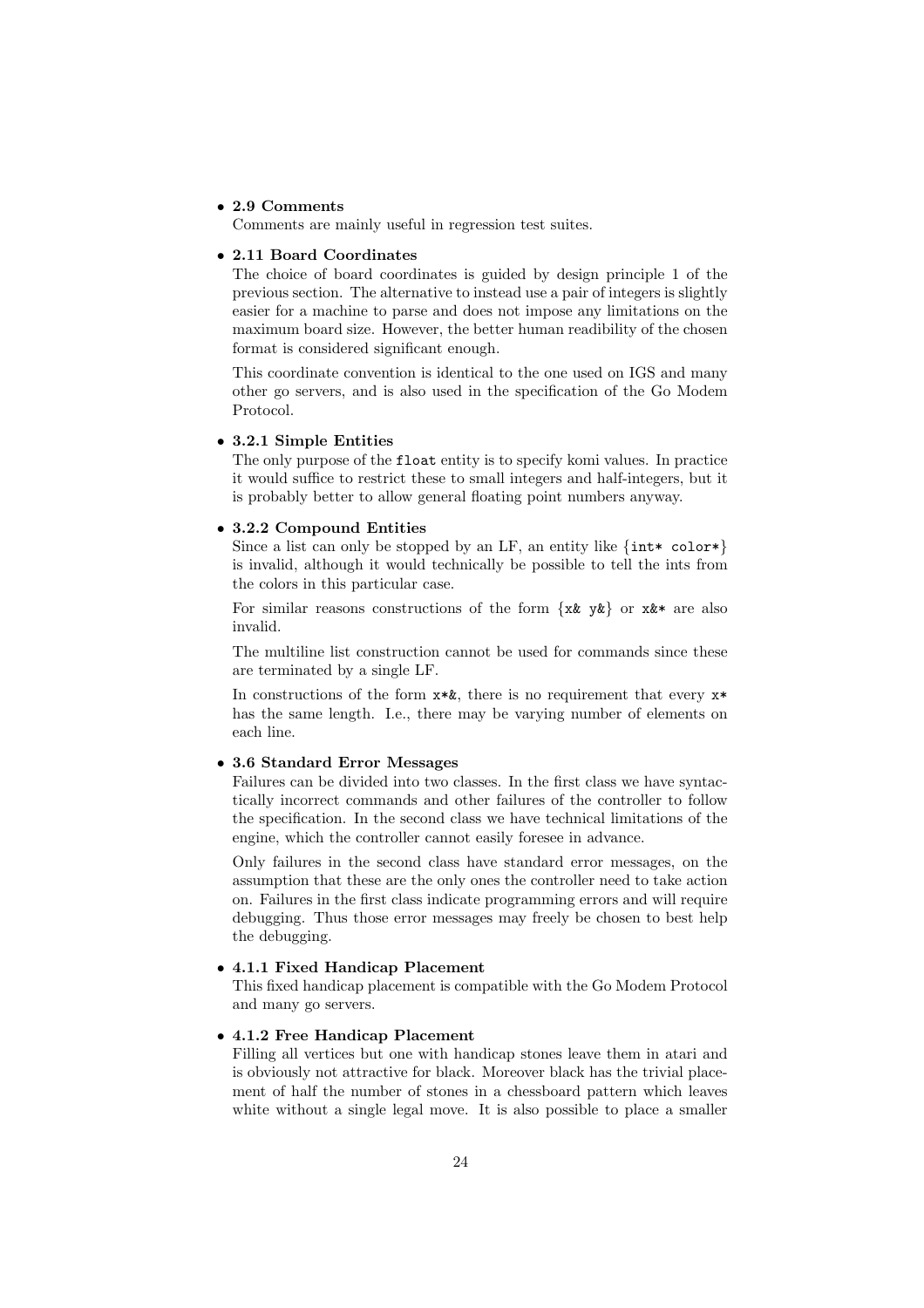- **2.9 Comments**
  Comments are mainly useful in regression test suites.

- **2.11 Board Coordinates**
  The choice of board coordinates is guided by design principle 1 of the previous section. The alternative to instead use a pair of integers is slightly easier for a machine to parse and does not impose any limitations on the maximum board size. However, the better human readibility of the chosen format is considered significant enough.

  This coordinate convention is identical to the one used on IGS and many other go servers, and is also used in the specification of the Go Modem Protocol.

- **3.2.1 Simple Entities**
  The only purpose of the `float` entity is to specify komi values. In practice it would suffice to restrict these to small integers and half-integers, but it is probably better to allow general floating point numbers anyway.

- **3.2.2 Compound Entities**
  Since a list can only be stopped by an LF, an entity like {`int* color*`} is invalid, although it would technically be possible to tell the ints from the colors in this particular case.

  For similar reasons constructions of the form {`x& y&`} or `x&*` are also invalid.

  The multiline list construction cannot be used for commands since these are terminated by a single LF.

  In constructions of the form `x*&`, there is no requirement that every `x*` has the same length. I.e., there may be varying number of elements on each line.

- **3.6 Standard Error Messages**
  Failures can be divided into two classes. In the first class we have syntactically incorrect commands and other failures of the controller to follow the specification. In the second class we have technical limitations of the engine, which the controller cannot easily foresee in advance.

  Only failures in the second class have standard error messages, on the assumption that these are the only ones the controller need to take action on. Failures in the first class indicate programming errors and will require debugging. Thus those error messages may freely be chosen to best help the debugging.

- **4.1.1 Fixed Handicap Placement**
  This fixed handicap placement is compatible with the Go Modem Protocol and many go servers.

- **4.1.2 Free Handicap Placement**
  Filling all vertices but one with handicap stones leave them in atari and is obviously not attractive for black. Moreover black has the trivial placement of half the number of stones in a chessboard pattern which leaves white without a single legal move. It is also possible to place a smaller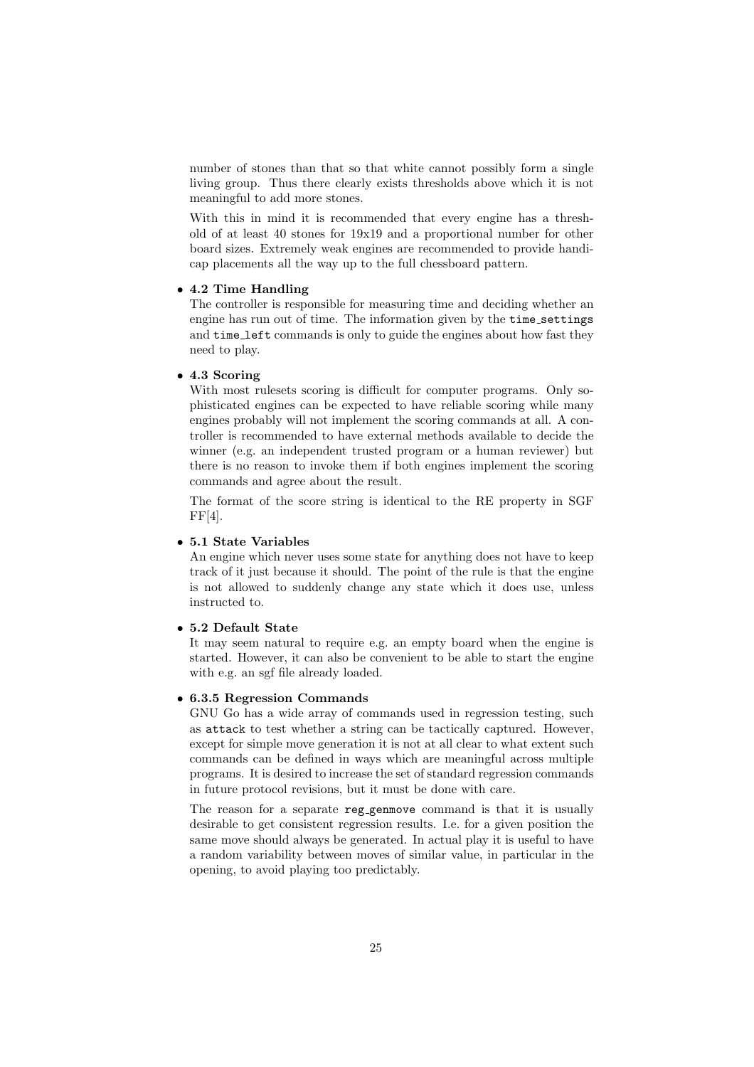number of stones than that so that white cannot possibly form a single living group. Thus there clearly exists thresholds above which it is not meaningful to add more stones.

With this in mind it is recommended that every engine has a threshold of at least 40 stones for 19x19 and a proportional number for other board sizes. Extremely weak engines are recommended to provide handicap placements all the way up to the full chessboard pattern.

- **4.2 Time Handling**
  The controller is responsible for measuring time and deciding whether an engine has run out of time. The information given by the `time_settings` and `time_left` commands is only to guide the engines about how fast they need to play.

- **4.3 Scoring**
  With most rulesets scoring is difficult for computer programs. Only sophisticated engines can be expected to have reliable scoring while many engines probably will not implement the scoring commands at all. A controller is recommended to have external methods available to decide the winner (e.g. an independent trusted program or a human reviewer) but there is no reason to invoke them if both engines implement the scoring commands and agree about the result.

  The format of the score string is identical to the RE property in SGF FF[4].

- **5.1 State Variables**
  An engine which never uses some state for anything does not have to keep track of it just because it should. The point of the rule is that the engine is not allowed to suddenly change any state which it does use, unless instructed to.

- **5.2 Default State**
  It may seem natural to require e.g. an empty board when the engine is started. However, it can also be convenient to be able to start the engine with e.g. an sgf file already loaded.

- **6.3.5 Regression Commands**
  GNU Go has a wide array of commands used in regression testing, such as `attack` to test whether a string can be tactically captured. However, except for simple move generation it is not at all clear to what extent such commands can be defined in ways which are meaningful across multiple programs. It is desired to increase the set of standard regression commands in future protocol revisions, but it must be done with care.

  The reason for a separate `reg_genmove` command is that it is usually desirable to get consistent regression results. I.e. for a given position the same move should always be generated. In actual play it is useful to have a random variability between moves of similar value, in particular in the opening, to avoid playing too predictably.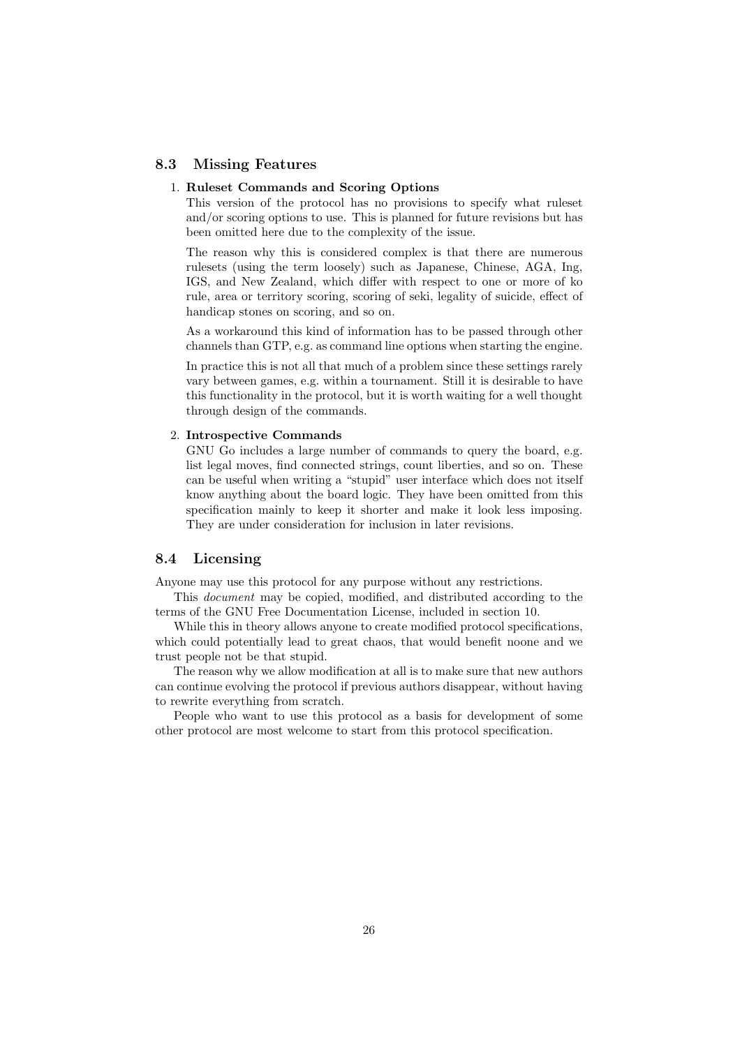## 8.3 Missing Features

1. **Ruleset Commands and Scoring Options**
   This version of the protocol has no provisions to specify what ruleset and/or scoring options to use. This is planned for future revisions but has been omitted here due to the complexity of the issue.

   The reason why this is considered complex is that there are numerous rulesets (using the term loosely) such as Japanese, Chinese, AGA, Ing, IGS, and New Zealand, which differ with respect to one or more of ko rule, area or territory scoring, scoring of seki, legality of suicide, effect of handicap stones on scoring, and so on.

   As a workaround this kind of information has to be passed through other channels than GTP, e.g. as command line options when starting the engine.

   In practice this is not all that much of a problem since these settings rarely vary between games, e.g. within a tournament. Still it is desirable to have this functionality in the protocol, but it is worth waiting for a well thought through design of the commands.

2. **Introspective Commands**
   GNU Go includes a large number of commands to query the board, e.g. list legal moves, find connected strings, count liberties, and so on. These can be useful when writing a "stupid" user interface which does not itself know anything about the board logic. They have been omitted from this specification mainly to keep it shorter and make it look less imposing. They are under consideration for inclusion in later revisions.

## 8.4 Licensing

Anyone may use this protocol for any purpose without any restrictions.

This *document* may be copied, modified, and distributed according to the terms of the GNU Free Documentation License, included in section 10.

While this in theory allows anyone to create modified protocol specifications, which could potentially lead to great chaos, that would benefit noone and we trust people not be that stupid.

The reason why we allow modification at all is to make sure that new authors can continue evolving the protocol if previous authors disappear, without having to rewrite everything from scratch.

People who want to use this protocol as a basis for development of some other protocol are most welcome to start from this protocol specification.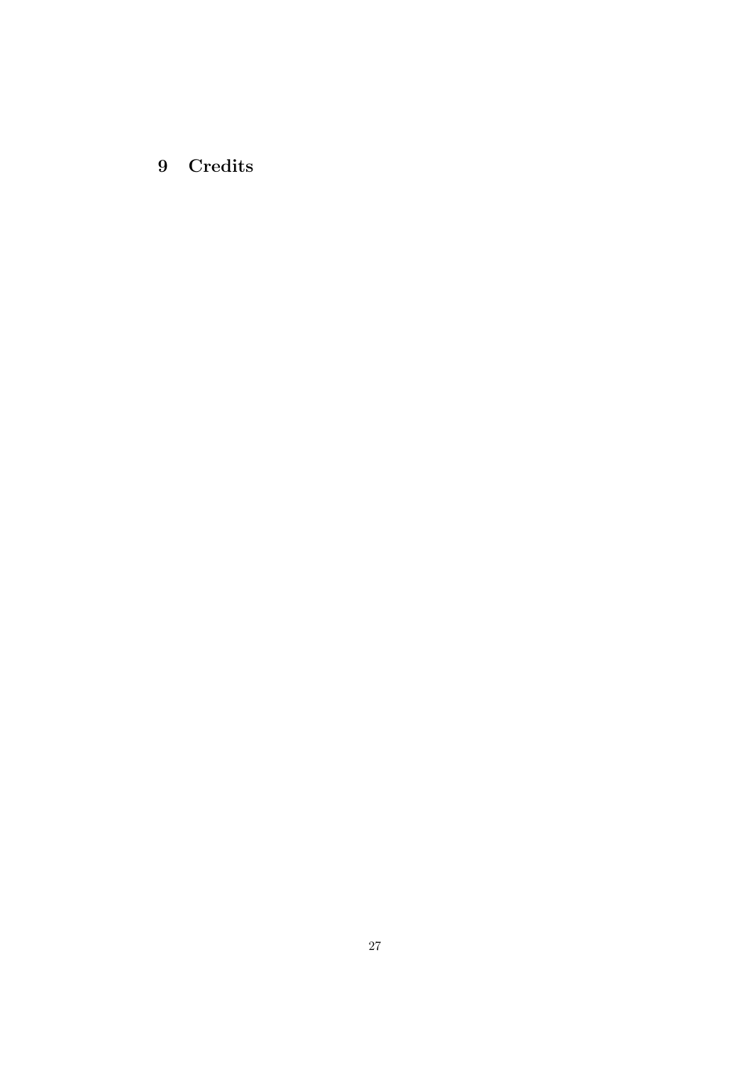# 9 Credits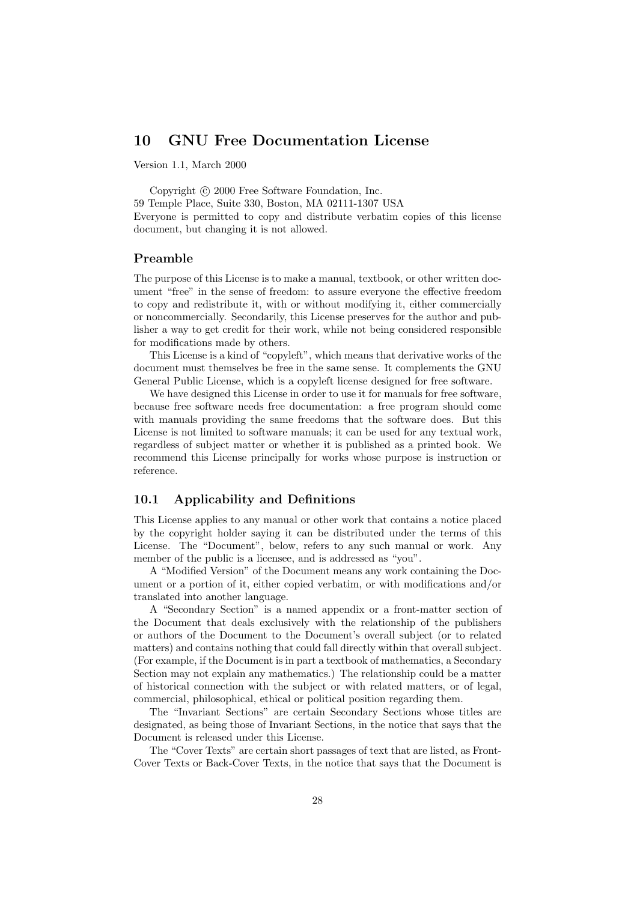## 10 GNU Free Documentation License

Version 1.1, March 2000

Copyright © 2000 Free Software Foundation, Inc.
59 Temple Place, Suite 330, Boston, MA 02111-1307 USA
Everyone is permitted to copy and distribute verbatim copies of this license document, but changing it is not allowed.

### Preamble

The purpose of this License is to make a manual, textbook, or other written document "free" in the sense of freedom: to assure everyone the effective freedom to copy and redistribute it, with or without modifying it, either commercially or noncommercially. Secondarily, this License preserves for the author and publisher a way to get credit for their work, while not being considered responsible for modifications made by others.

This License is a kind of "copyleft", which means that derivative works of the document must themselves be free in the same sense. It complements the GNU General Public License, which is a copyleft license designed for free software.

We have designed this License in order to use it for manuals for free software, because free software needs free documentation: a free program should come with manuals providing the same freedoms that the software does. But this License is not limited to software manuals; it can be used for any textual work, regardless of subject matter or whether it is published as a printed book. We recommend this License principally for works whose purpose is instruction or reference.

### 10.1 Applicability and Definitions

This License applies to any manual or other work that contains a notice placed by the copyright holder saying it can be distributed under the terms of this License. The "Document", below, refers to any such manual or work. Any member of the public is a licensee, and is addressed as "you".

A "Modified Version" of the Document means any work containing the Document or a portion of it, either copied verbatim, or with modifications and/or translated into another language.

A "Secondary Section" is a named appendix or a front-matter section of the Document that deals exclusively with the relationship of the publishers or authors of the Document to the Document's overall subject (or to related matters) and contains nothing that could fall directly within that overall subject. (For example, if the Document is in part a textbook of mathematics, a Secondary Section may not explain any mathematics.) The relationship could be a matter of historical connection with the subject or with related matters, or of legal, commercial, philosophical, ethical or political position regarding them.

The "Invariant Sections" are certain Secondary Sections whose titles are designated, as being those of Invariant Sections, in the notice that says that the Document is released under this License.

The "Cover Texts" are certain short passages of text that are listed, as Front-Cover Texts or Back-Cover Texts, in the notice that says that the Document is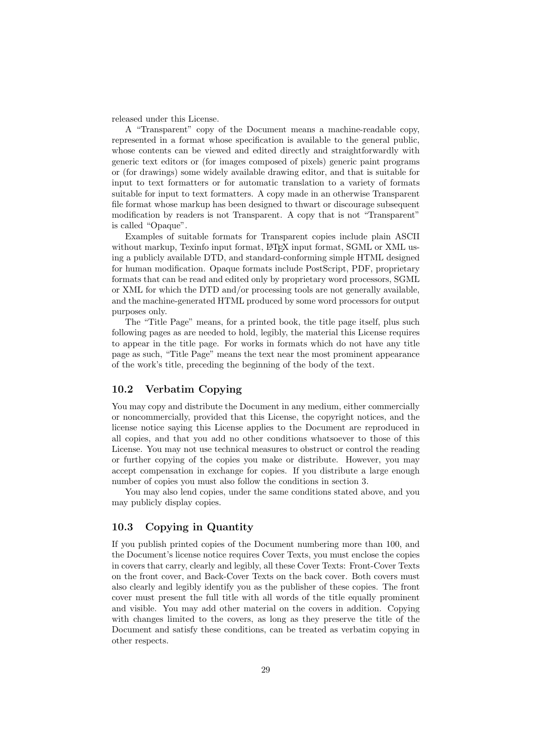released under this License.

A “Transparent” copy of the Document means a machine-readable copy, represented in a format whose specification is available to the general public, whose contents can be viewed and edited directly and straightforwardly with generic text editors or (for images composed of pixels) generic paint programs or (for drawings) some widely available drawing editor, and that is suitable for input to text formatters or for automatic translation to a variety of formats suitable for input to text formatters. A copy made in an otherwise Transparent file format whose markup has been designed to thwart or discourage subsequent modification by readers is not Transparent. A copy that is not “Transparent” is called “Opaque”.

Examples of suitable formats for Transparent copies include plain ASCII without markup, Texinfo input format, LaTeX input format, SGML or XML using a publicly available DTD, and standard-conforming simple HTML designed for human modification. Opaque formats include PostScript, PDF, proprietary formats that can be read and edited only by proprietary word processors, SGML or XML for which the DTD and/or processing tools are not generally available, and the machine-generated HTML produced by some word processors for output purposes only.

The “Title Page” means, for a printed book, the title page itself, plus such following pages as are needed to hold, legibly, the material this License requires to appear in the title page. For works in formats which do not have any title page as such, “Title Page” means the text near the most prominent appearance of the work’s title, preceding the beginning of the body of the text.

## 10.2 Verbatim Copying

You may copy and distribute the Document in any medium, either commercially or noncommercially, provided that this License, the copyright notices, and the license notice saying this License applies to the Document are reproduced in all copies, and that you add no other conditions whatsoever to those of this License. You may not use technical measures to obstruct or control the reading or further copying of the copies you make or distribute. However, you may accept compensation in exchange for copies. If you distribute a large enough number of copies you must also follow the conditions in section 3.

You may also lend copies, under the same conditions stated above, and you may publicly display copies.

## 10.3 Copying in Quantity

If you publish printed copies of the Document numbering more than 100, and the Document’s license notice requires Cover Texts, you must enclose the copies in covers that carry, clearly and legibly, all these Cover Texts: Front-Cover Texts on the front cover, and Back-Cover Texts on the back cover. Both covers must also clearly and legibly identify you as the publisher of these copies. The front cover must present the full title with all words of the title equally prominent and visible. You may add other material on the covers in addition. Copying with changes limited to the covers, as long as they preserve the title of the Document and satisfy these conditions, can be treated as verbatim copying in other respects.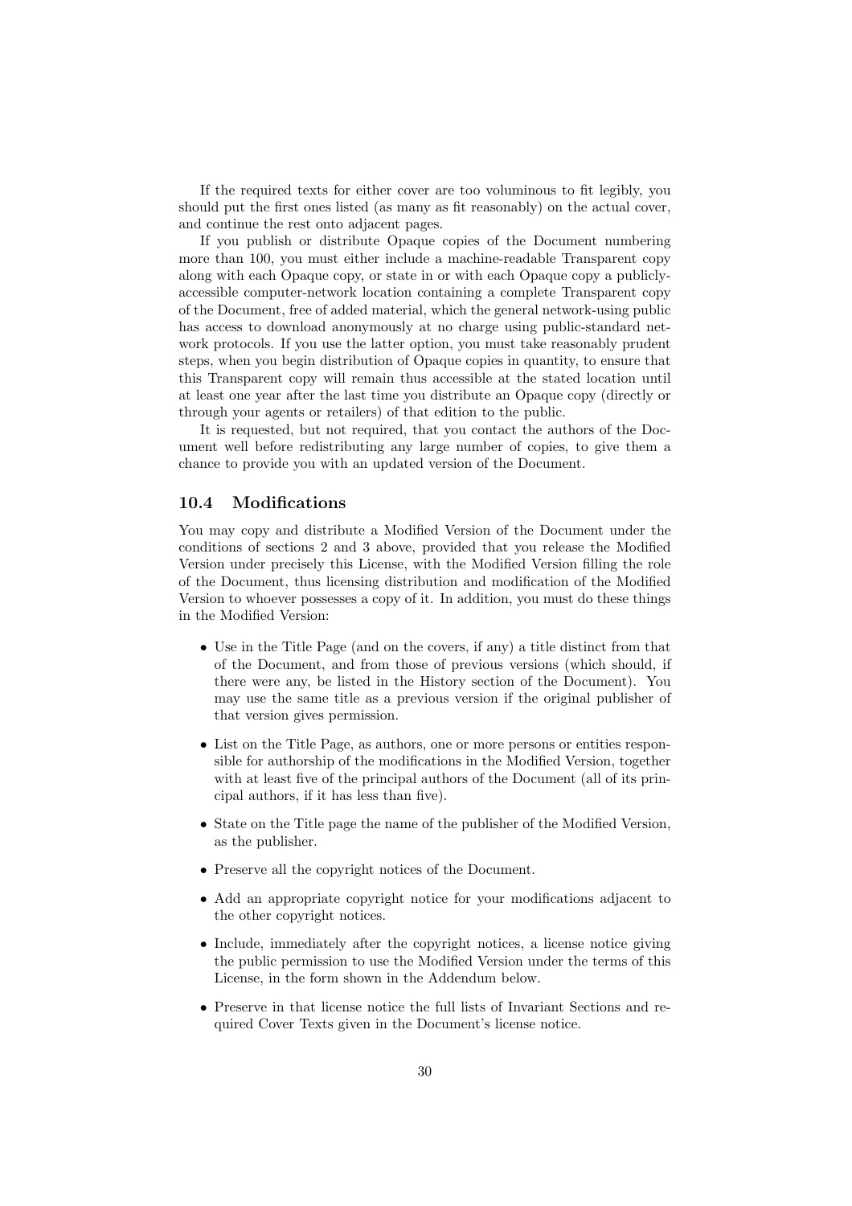If the required texts for either cover are too voluminous to fit legibly, you should put the first ones listed (as many as fit reasonably) on the actual cover, and continue the rest onto adjacent pages.

If you publish or distribute Opaque copies of the Document numbering more than 100, you must either include a machine-readable Transparent copy along with each Opaque copy, or state in or with each Opaque copy a publicly-accessible computer-network location containing a complete Transparent copy of the Document, free of added material, which the general network-using public has access to download anonymously at no charge using public-standard network protocols. If you use the latter option, you must take reasonably prudent steps, when you begin distribution of Opaque copies in quantity, to ensure that this Transparent copy will remain thus accessible at the stated location until at least one year after the last time you distribute an Opaque copy (directly or through your agents or retailers) of that edition to the public.

It is requested, but not required, that you contact the authors of the Document well before redistributing any large number of copies, to give them a chance to provide you with an updated version of the Document.

## 10.4 Modifications

You may copy and distribute a Modified Version of the Document under the conditions of sections 2 and 3 above, provided that you release the Modified Version under precisely this License, with the Modified Version filling the role of the Document, thus licensing distribution and modification of the Modified Version to whoever possesses a copy of it. In addition, you must do these things in the Modified Version:

- Use in the Title Page (and on the covers, if any) a title distinct from that of the Document, and from those of previous versions (which should, if there were any, be listed in the History section of the Document). You may use the same title as a previous version if the original publisher of that version gives permission.
- List on the Title Page, as authors, one or more persons or entities responsible for authorship of the modifications in the Modified Version, together with at least five of the principal authors of the Document (all of its principal authors, if it has less than five).
- State on the Title page the name of the publisher of the Modified Version, as the publisher.
- Preserve all the copyright notices of the Document.
- Add an appropriate copyright notice for your modifications adjacent to the other copyright notices.
- Include, immediately after the copyright notices, a license notice giving the public permission to use the Modified Version under the terms of this License, in the form shown in the Addendum below.
- Preserve in that license notice the full lists of Invariant Sections and required Cover Texts given in the Document's license notice.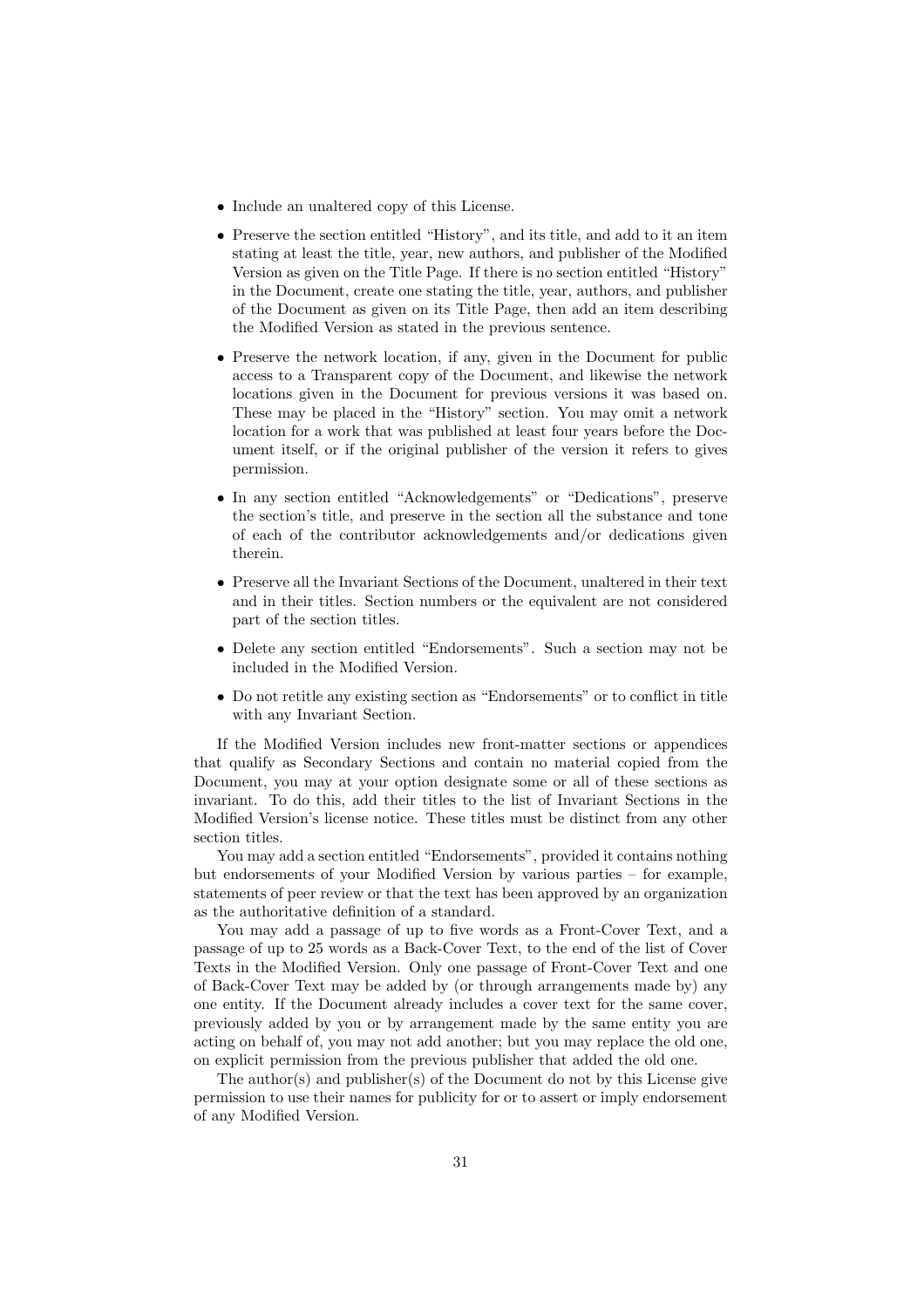- Include an unaltered copy of this License.
- Preserve the section entitled "History", and its title, and add to it an item stating at least the title, year, new authors, and publisher of the Modified Version as given on the Title Page. If there is no section entitled "History" in the Document, create one stating the title, year, authors, and publisher of the Document as given on its Title Page, then add an item describing the Modified Version as stated in the previous sentence.
- Preserve the network location, if any, given in the Document for public access to a Transparent copy of the Document, and likewise the network locations given in the Document for previous versions it was based on. These may be placed in the "History" section. You may omit a network location for a work that was published at least four years before the Document itself, or if the original publisher of the version it refers to gives permission.
- In any section entitled "Acknowledgements" or "Dedications", preserve the section's title, and preserve in the section all the substance and tone of each of the contributor acknowledgements and/or dedications given therein.
- Preserve all the Invariant Sections of the Document, unaltered in their text and in their titles. Section numbers or the equivalent are not considered part of the section titles.
- Delete any section entitled "Endorsements". Such a section may not be included in the Modified Version.
- Do not retitle any existing section as "Endorsements" or to conflict in title with any Invariant Section.

If the Modified Version includes new front-matter sections or appendices that qualify as Secondary Sections and contain no material copied from the Document, you may at your option designate some or all of these sections as invariant. To do this, add their titles to the list of Invariant Sections in the Modified Version's license notice. These titles must be distinct from any other section titles.

You may add a section entitled "Endorsements", provided it contains nothing but endorsements of your Modified Version by various parties – for example, statements of peer review or that the text has been approved by an organization as the authoritative definition of a standard.

You may add a passage of up to five words as a Front-Cover Text, and a passage of up to 25 words as a Back-Cover Text, to the end of the list of Cover Texts in the Modified Version. Only one passage of Front-Cover Text and one of Back-Cover Text may be added by (or through arrangements made by) any one entity. If the Document already includes a cover text for the same cover, previously added by you or by arrangement made by the same entity you are acting on behalf of, you may not add another; but you may replace the old one, on explicit permission from the previous publisher that added the old one.

The author(s) and publisher(s) of the Document do not by this License give permission to use their names for publicity for or to assert or imply endorsement of any Modified Version.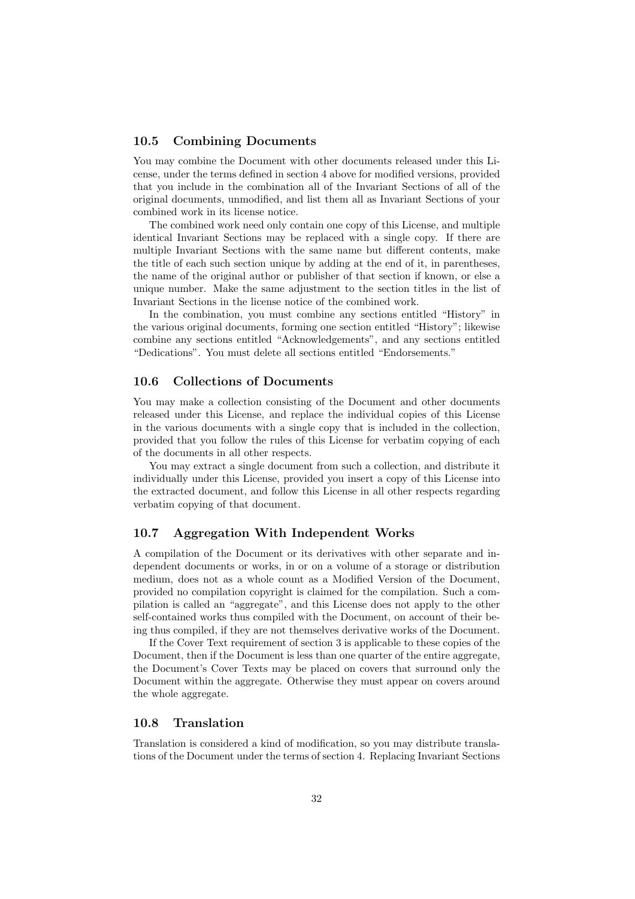## 10.5 Combining Documents

You may combine the Document with other documents released under this License, under the terms defined in section 4 above for modified versions, provided that you include in the combination all of the Invariant Sections of all of the original documents, unmodified, and list them all as Invariant Sections of your combined work in its license notice.

The combined work need only contain one copy of this License, and multiple identical Invariant Sections may be replaced with a single copy. If there are multiple Invariant Sections with the same name but different contents, make the title of each such section unique by adding at the end of it, in parentheses, the name of the original author or publisher of that section if known, or else a unique number. Make the same adjustment to the section titles in the list of Invariant Sections in the license notice of the combined work.

In the combination, you must combine any sections entitled "History" in the various original documents, forming one section entitled "History"; likewise combine any sections entitled "Acknowledgements", and any sections entitled "Dedications". You must delete all sections entitled "Endorsements."

## 10.6 Collections of Documents

You may make a collection consisting of the Document and other documents released under this License, and replace the individual copies of this License in the various documents with a single copy that is included in the collection, provided that you follow the rules of this License for verbatim copying of each of the documents in all other respects.

You may extract a single document from such a collection, and distribute it individually under this License, provided you insert a copy of this License into the extracted document, and follow this License in all other respects regarding verbatim copying of that document.

## 10.7 Aggregation With Independent Works

A compilation of the Document or its derivatives with other separate and independent documents or works, in or on a volume of a storage or distribution medium, does not as a whole count as a Modified Version of the Document, provided no compilation copyright is claimed for the compilation. Such a compilation is called an "aggregate", and this License does not apply to the other self-contained works thus compiled with the Document, on account of their being thus compiled, if they are not themselves derivative works of the Document.

If the Cover Text requirement of section 3 is applicable to these copies of the Document, then if the Document is less than one quarter of the entire aggregate, the Document's Cover Texts may be placed on covers that surround only the Document within the aggregate. Otherwise they must appear on covers around the whole aggregate.

## 10.8 Translation

Translation is considered a kind of modification, so you may distribute translations of the Document under the terms of section 4. Replacing Invariant Sections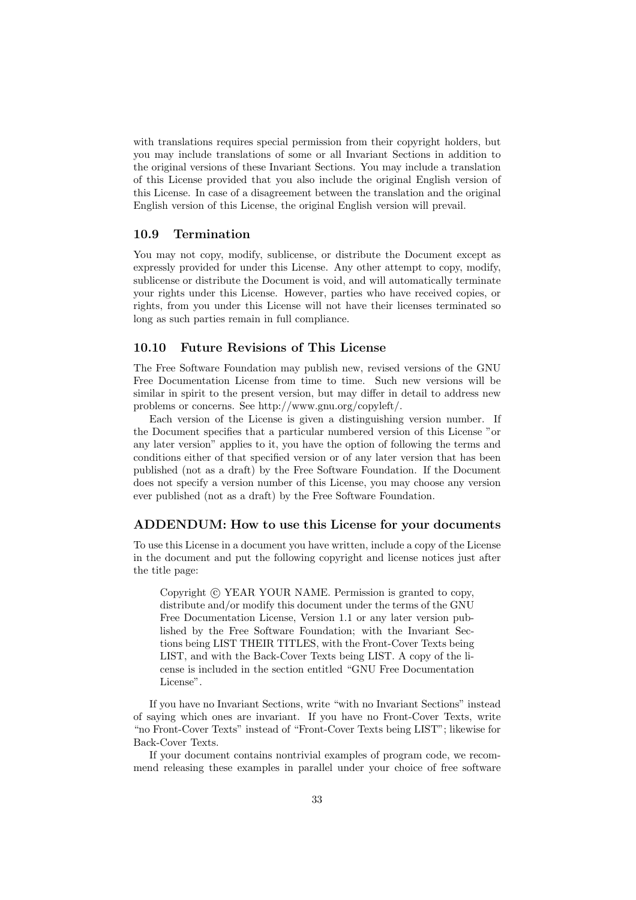with translations requires special permission from their copyright holders, but you may include translations of some or all Invariant Sections in addition to the original versions of these Invariant Sections. You may include a translation of this License provided that you also include the original English version of this License. In case of a disagreement between the translation and the original English version of this License, the original English version will prevail.

### 10.9 Termination

You may not copy, modify, sublicense, or distribute the Document except as expressly provided for under this License. Any other attempt to copy, modify, sublicense or distribute the Document is void, and will automatically terminate your rights under this License. However, parties who have received copies, or rights, from you under this License will not have their licenses terminated so long as such parties remain in full compliance.

### 10.10 Future Revisions of This License

The Free Software Foundation may publish new, revised versions of the GNU Free Documentation License from time to time. Such new versions will be similar in spirit to the present version, but may differ in detail to address new problems or concerns. See http://www.gnu.org/copyleft/.

Each version of the License is given a distinguishing version number. If the Document specifies that a particular numbered version of this License "or any later version" applies to it, you have the option of following the terms and conditions either of that specified version or of any later version that has been published (not as a draft) by the Free Software Foundation. If the Document does not specify a version number of this License, you may choose any version ever published (not as a draft) by the Free Software Foundation.

### ADDENDUM: How to use this License for your documents

To use this License in a document you have written, include a copy of the License in the document and put the following copyright and license notices just after the title page:

> Copyright © YEAR YOUR NAME. Permission is granted to copy, distribute and/or modify this document under the terms of the GNU Free Documentation License, Version 1.1 or any later version published by the Free Software Foundation; with the Invariant Sections being LIST THEIR TITLES, with the Front-Cover Texts being LIST, and with the Back-Cover Texts being LIST. A copy of the license is included in the section entitled "GNU Free Documentation License".

If you have no Invariant Sections, write "with no Invariant Sections" instead of saying which ones are invariant. If you have no Front-Cover Texts, write "no Front-Cover Texts" instead of "Front-Cover Texts being LIST"; likewise for Back-Cover Texts.

If your document contains nontrivial examples of program code, we recommend releasing these examples in parallel under your choice of free software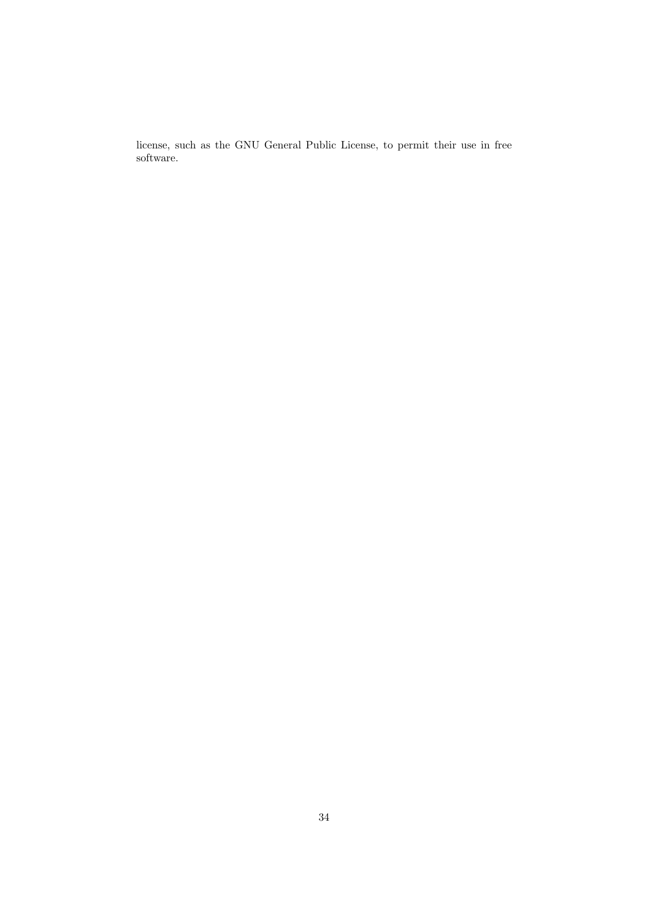license, such as the GNU General Public License, to permit their use in free software.